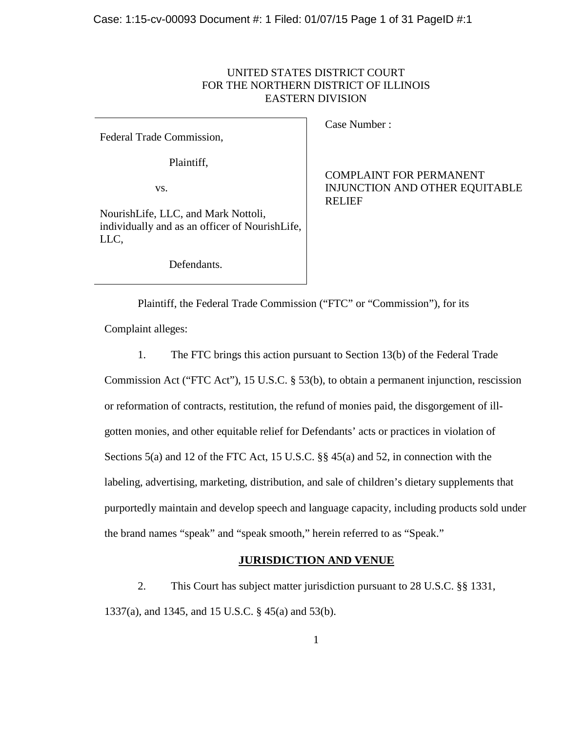UNITED STATES DISTRICT COURT
FOR THE NORTHERN DISTRICT OF ILLINOIS
EASTERN DIVISION

| | |
|---|---|
| Federal Trade Commission,<br><br>Plaintiff,<br><br>vs.<br><br>NourishLife, LLC, and Mark Nottoli, individually and as an officer of NourishLife, LLC,<br><br>Defendants. | Case Number :<br><br>COMPLAINT FOR PERMANENT INJUNCTION AND OTHER EQUITABLE RELIEF |

Plaintiff, the Federal Trade Commission ("FTC" or "Commission"), for its Complaint alleges:

1. The FTC brings this action pursuant to Section 13(b) of the Federal Trade Commission Act ("FTC Act"), 15 U.S.C. § 53(b), to obtain a permanent injunction, rescission or reformation of contracts, restitution, the refund of monies paid, the disgorgement of ill-gotten monies, and other equitable relief for Defendants' acts or practices in violation of Sections 5(a) and 12 of the FTC Act, 15 U.S.C. §§ 45(a) and 52, in connection with the labeling, advertising, marketing, distribution, and sale of children's dietary supplements that purportedly maintain and develop speech and language capacity, including products sold under the brand names "speak" and "speak smooth," herein referred to as "Speak."

## JURISDICTION AND VENUE

2. This Court has subject matter jurisdiction pursuant to 28 U.S.C. §§ 1331, 1337(a), and 1345, and 15 U.S.C. § 45(a) and 53(b).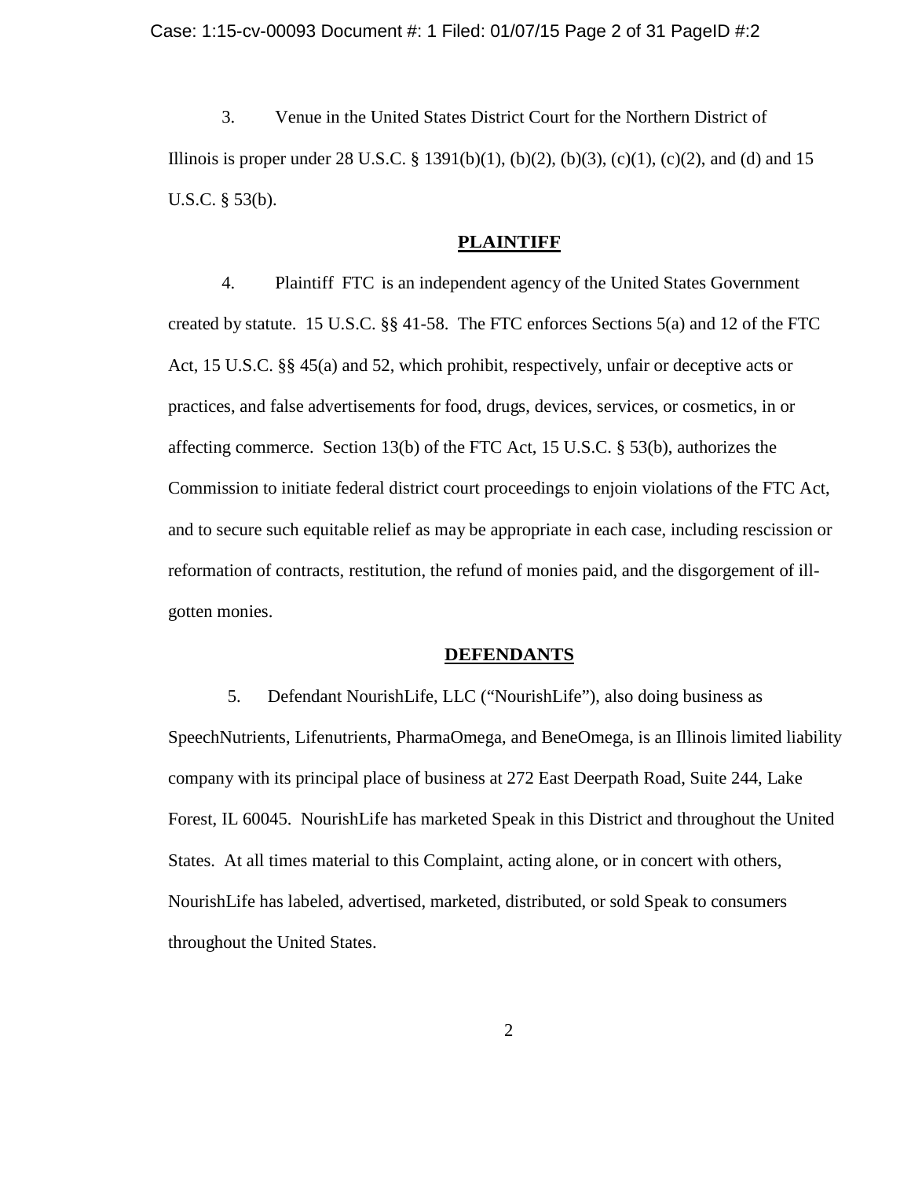3. Venue in the United States District Court for the Northern District of Illinois is proper under 28 U.S.C. § 1391(b)(1), (b)(2), (b)(3), (c)(1), (c)(2), and (d) and 15 U.S.C. § 53(b).

## PLAINTIFF

4. Plaintiff FTC is an independent agency of the United States Government created by statute. 15 U.S.C. §§ 41-58. The FTC enforces Sections 5(a) and 12 of the FTC Act, 15 U.S.C. §§ 45(a) and 52, which prohibit, respectively, unfair or deceptive acts or practices, and false advertisements for food, drugs, devices, services, or cosmetics, in or affecting commerce. Section 13(b) of the FTC Act, 15 U.S.C. § 53(b), authorizes the Commission to initiate federal district court proceedings to enjoin violations of the FTC Act, and to secure such equitable relief as may be appropriate in each case, including rescission or reformation of contracts, restitution, the refund of monies paid, and the disgorgement of ill-gotten monies.

## DEFENDANTS

5. Defendant NourishLife, LLC ("NourishLife"), also doing business as SpeechNutrients, Lifenutrients, PharmaOmega, and BeneOmega, is an Illinois limited liability company with its principal place of business at 272 East Deerpath Road, Suite 244, Lake Forest, IL 60045. NourishLife has marketed Speak in this District and throughout the United States. At all times material to this Complaint, acting alone, or in concert with others, NourishLife has labeled, advertised, marketed, distributed, or sold Speak to consumers throughout the United States.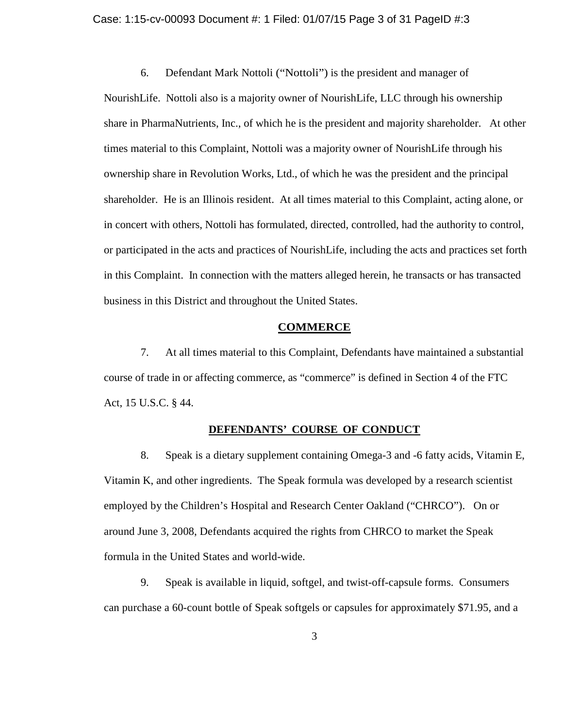6. Defendant Mark Nottoli ("Nottoli") is the president and manager of NourishLife. Nottoli also is a majority owner of NourishLife, LLC through his ownership share in PharmaNutrients, Inc., of which he is the president and majority shareholder. At other times material to this Complaint, Nottoli was a majority owner of NourishLife through his ownership share in Revolution Works, Ltd., of which he was the president and the principal shareholder. He is an Illinois resident. At all times material to this Complaint, acting alone, or in concert with others, Nottoli has formulated, directed, controlled, had the authority to control, or participated in the acts and practices of NourishLife, including the acts and practices set forth in this Complaint. In connection with the matters alleged herein, he transacts or has transacted business in this District and throughout the United States.

## **COMMERCE**

7. At all times material to this Complaint, Defendants have maintained a substantial course of trade in or affecting commerce, as "commerce" is defined in Section 4 of the FTC Act, 15 U.S.C. § 44.

## **DEFENDANTS' COURSE OF CONDUCT**

8. Speak is a dietary supplement containing Omega-3 and -6 fatty acids, Vitamin E, Vitamin K, and other ingredients. The Speak formula was developed by a research scientist employed by the Children's Hospital and Research Center Oakland ("CHRCO"). On or around June 3, 2008, Defendants acquired the rights from CHRCO to market the Speak formula in the United States and world-wide.

9. Speak is available in liquid, softgel, and twist-off-capsule forms. Consumers can purchase a 60-count bottle of Speak softgels or capsules for approximately $71.95, and a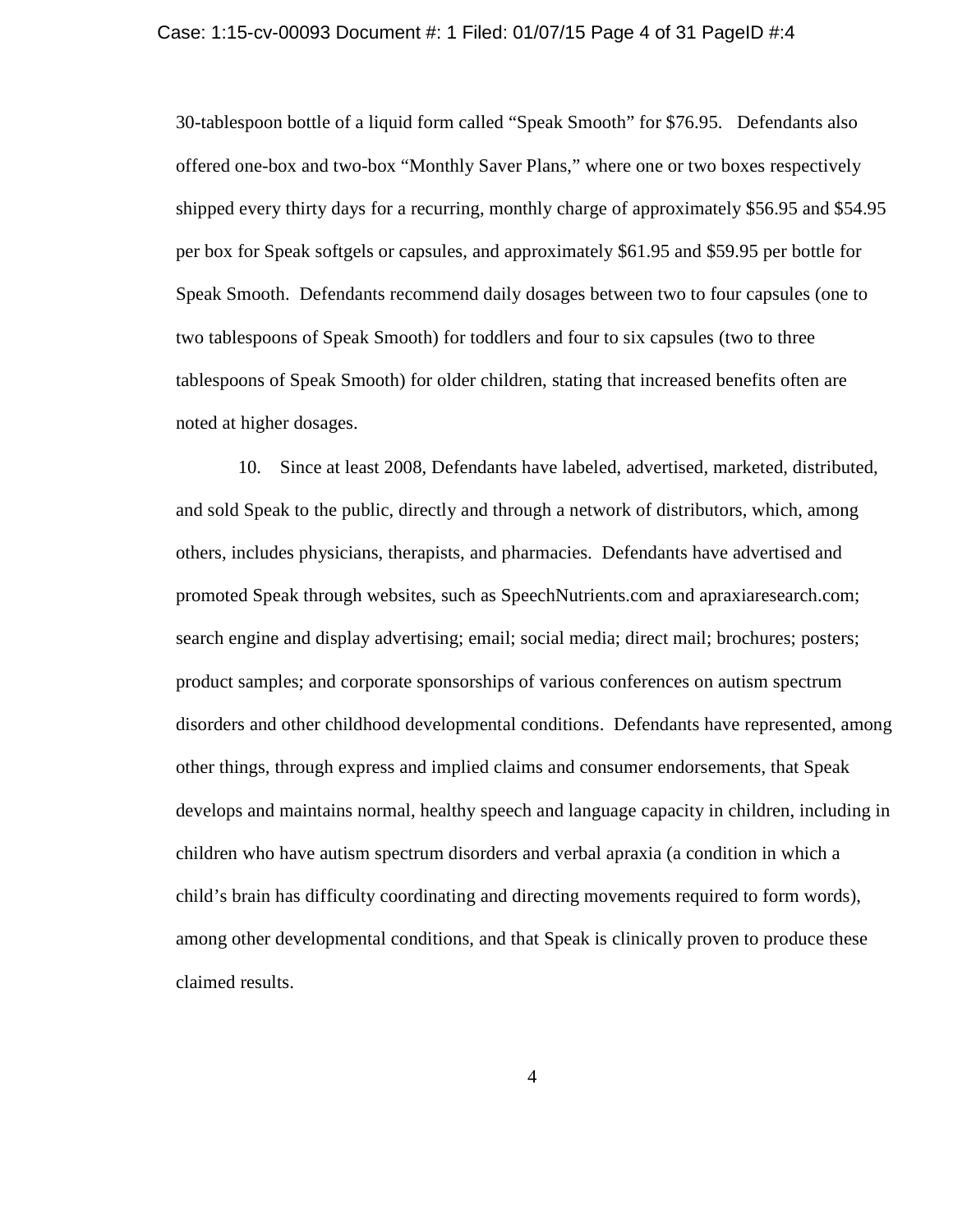30-tablespoon bottle of a liquid form called "Speak Smooth" for $76.95. Defendants also offered one-box and two-box "Monthly Saver Plans," where one or two boxes respectively shipped every thirty days for a recurring, monthly charge of approximately $56.95 and $54.95 per box for Speak softgels or capsules, and approximately $61.95 and $59.95 per bottle for Speak Smooth. Defendants recommend daily dosages between two to four capsules (one to two tablespoons of Speak Smooth) for toddlers and four to six capsules (two to three tablespoons of Speak Smooth) for older children, stating that increased benefits often are noted at higher dosages.

10. Since at least 2008, Defendants have labeled, advertised, marketed, distributed, and sold Speak to the public, directly and through a network of distributors, which, among others, includes physicians, therapists, and pharmacies. Defendants have advertised and promoted Speak through websites, such as SpeechNutrients.com and apraxiaresearch.com; search engine and display advertising; email; social media; direct mail; brochures; posters; product samples; and corporate sponsorships of various conferences on autism spectrum disorders and other childhood developmental conditions. Defendants have represented, among other things, through express and implied claims and consumer endorsements, that Speak develops and maintains normal, healthy speech and language capacity in children, including in children who have autism spectrum disorders and verbal apraxia (a condition in which a child's brain has difficulty coordinating and directing movements required to form words), among other developmental conditions, and that Speak is clinically proven to produce these claimed results.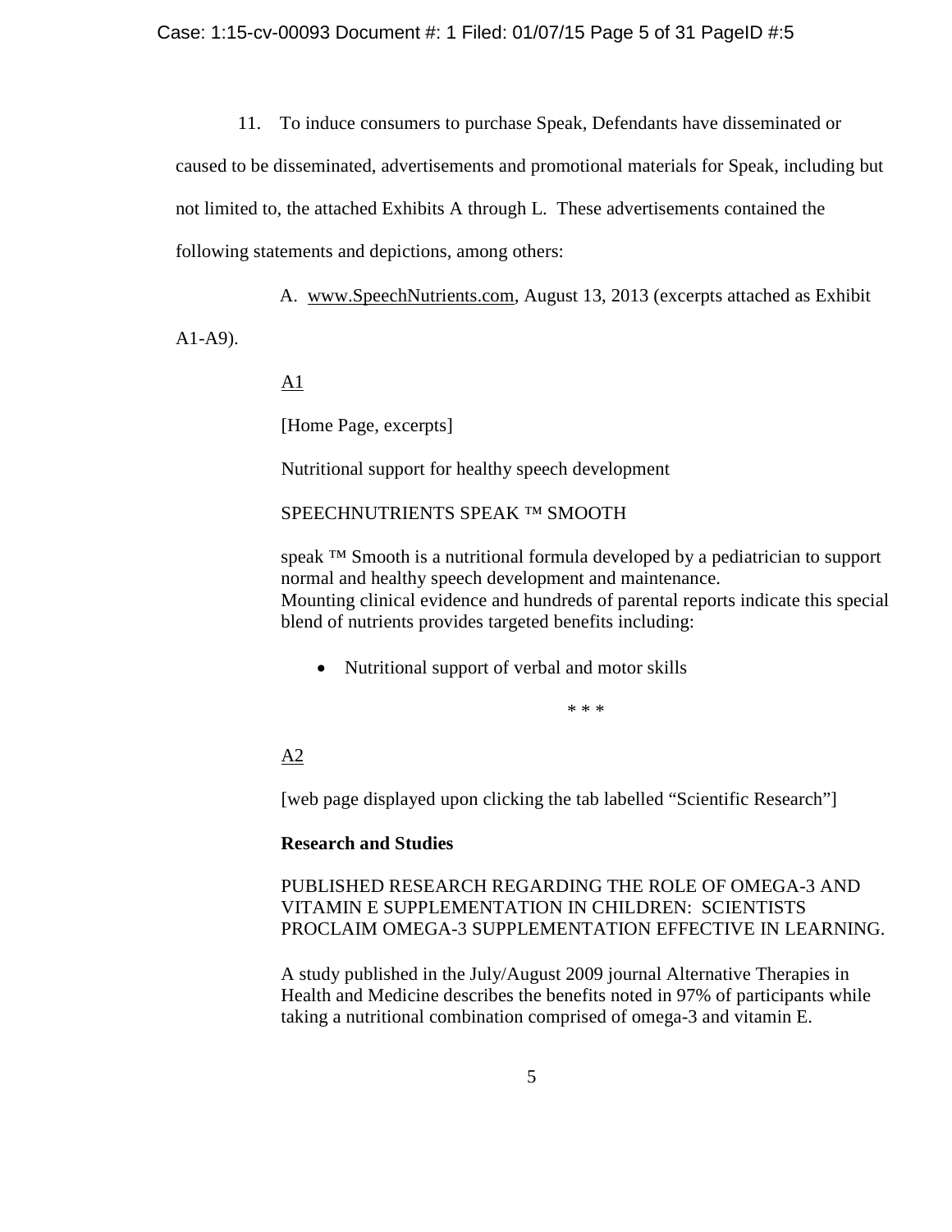11. To induce consumers to purchase Speak, Defendants have disseminated or caused to be disseminated, advertisements and promotional materials for Speak, including but not limited to, the attached Exhibits A through L. These advertisements contained the following statements and depictions, among others:

A. www.SpeechNutrients.com, August 13, 2013 (excerpts attached as Exhibit A1-A9).

A1

[Home Page, excerpts]

Nutritional support for healthy speech development

SPEECHNUTRIENTS SPEAK ™ SMOOTH

speak ™ Smooth is a nutritional formula developed by a pediatrician to support normal and healthy speech development and maintenance.
Mounting clinical evidence and hundreds of parental reports indicate this special blend of nutrients provides targeted benefits including:

- Nutritional support of verbal and motor skills

\* \* \*

A2

[web page displayed upon clicking the tab labelled "Scientific Research"]

**Research and Studies**

PUBLISHED RESEARCH REGARDING THE ROLE OF OMEGA-3 AND VITAMIN E SUPPLEMENTATION IN CHILDREN: SCIENTISTS PROCLAIM OMEGA-3 SUPPLEMENTATION EFFECTIVE IN LEARNING.

A study published in the July/August 2009 journal Alternative Therapies in Health and Medicine describes the benefits noted in 97% of participants while taking a nutritional combination comprised of omega-3 and vitamin E.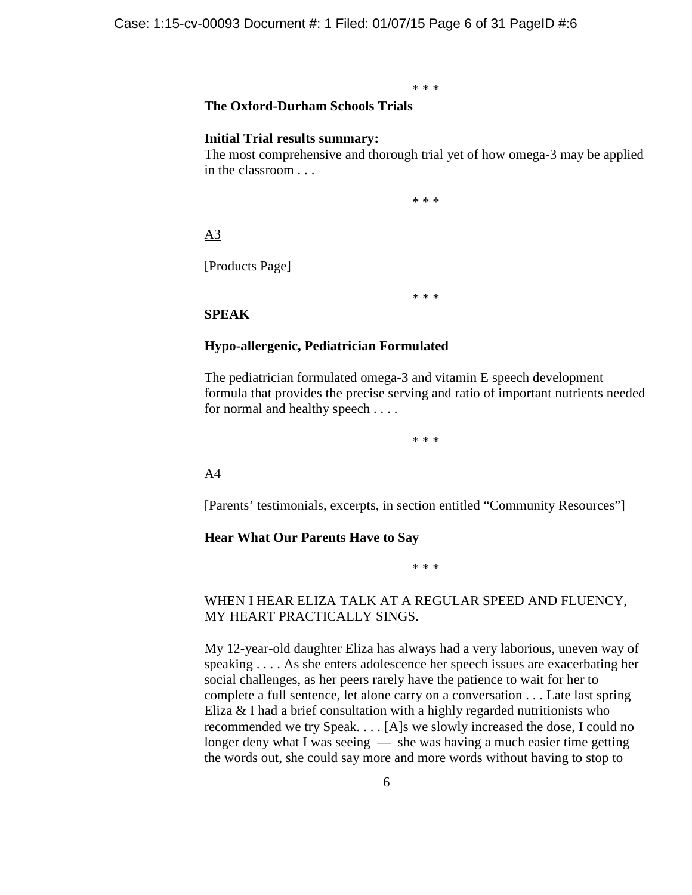\* \* \*

**The Oxford-Durham Schools Trials**

**Initial Trial results summary:**
The most comprehensive and thorough trial yet of how omega-3 may be applied in the classroom . . .

\* \* \*

<u>A3</u>

[Products Page]

\* \* \*

**SPEAK**

**Hypo-allergenic, Pediatrician Formulated**

The pediatrician formulated omega-3 and vitamin E speech development formula that provides the precise serving and ratio of important nutrients needed for normal and healthy speech . . . .

\* \* \*

<u>A4</u>

[Parents' testimonials, excerpts, in section entitled "Community Resources"]

**Hear What Our Parents Have to Say**

\* \* \*

WHEN I HEAR ELIZA TALK AT A REGULAR SPEED AND FLUENCY, MY HEART PRACTICALLY SINGS.

My 12-year-old daughter Eliza has always had a very laborious, uneven way of speaking . . . . As she enters adolescence her speech issues are exacerbating her social challenges, as her peers rarely have the patience to wait for her to complete a full sentence, let alone carry on a conversation . . . Late last spring Eliza & I had a brief consultation with a highly regarded nutritionists who recommended we try Speak. . . . [A]s we slowly increased the dose, I could no longer deny what I was seeing — she was having a much easier time getting the words out, she could say more and more words without having to stop to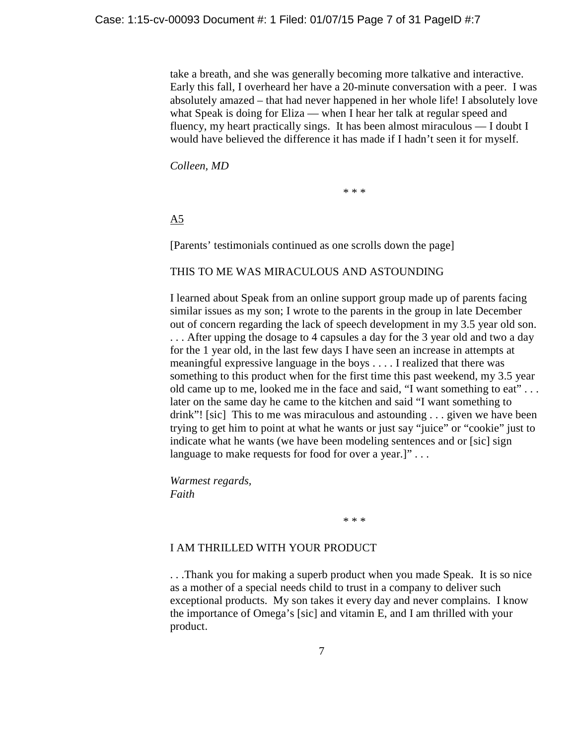take a breath, and she was generally becoming more talkative and interactive. Early this fall, I overheard her have a 20-minute conversation with a peer. I was absolutely amazed – that had never happened in her whole life! I absolutely love what Speak is doing for Eliza — when I hear her talk at regular speed and fluency, my heart practically sings. It has been almost miraculous — I doubt I would have believed the difference it has made if I hadn't seen it for myself.

*Colleen, MD*

\* \* \*

<u>A5</u>

[Parents' testimonials continued as one scrolls down the page]

THIS TO ME WAS MIRACULOUS AND ASTOUNDING

I learned about Speak from an online support group made up of parents facing similar issues as my son; I wrote to the parents in the group in late December out of concern regarding the lack of speech development in my 3.5 year old son. . . . After upping the dosage to 4 capsules a day for the 3 year old and two a day for the 1 year old, in the last few days I have seen an increase in attempts at meaningful expressive language in the boys . . . . I realized that there was something to this product when for the first time this past weekend, my 3.5 year old came up to me, looked me in the face and said, "I want something to eat" . . . later on the same day he came to the kitchen and said "I want something to drink"! [sic] This to me was miraculous and astounding . . . given we have been trying to get him to point at what he wants or just say "juice" or "cookie" just to indicate what he wants (we have been modeling sentences and or [sic] sign language to make requests for food for over a year.]" . . .

*Warmest regards,*
*Faith*

\* \* \*

I AM THRILLED WITH YOUR PRODUCT

. . .Thank you for making a superb product when you made Speak. It is so nice as a mother of a special needs child to trust in a company to deliver such exceptional products. My son takes it every day and never complains. I know the importance of Omega's [sic] and vitamin E, and I am thrilled with your product.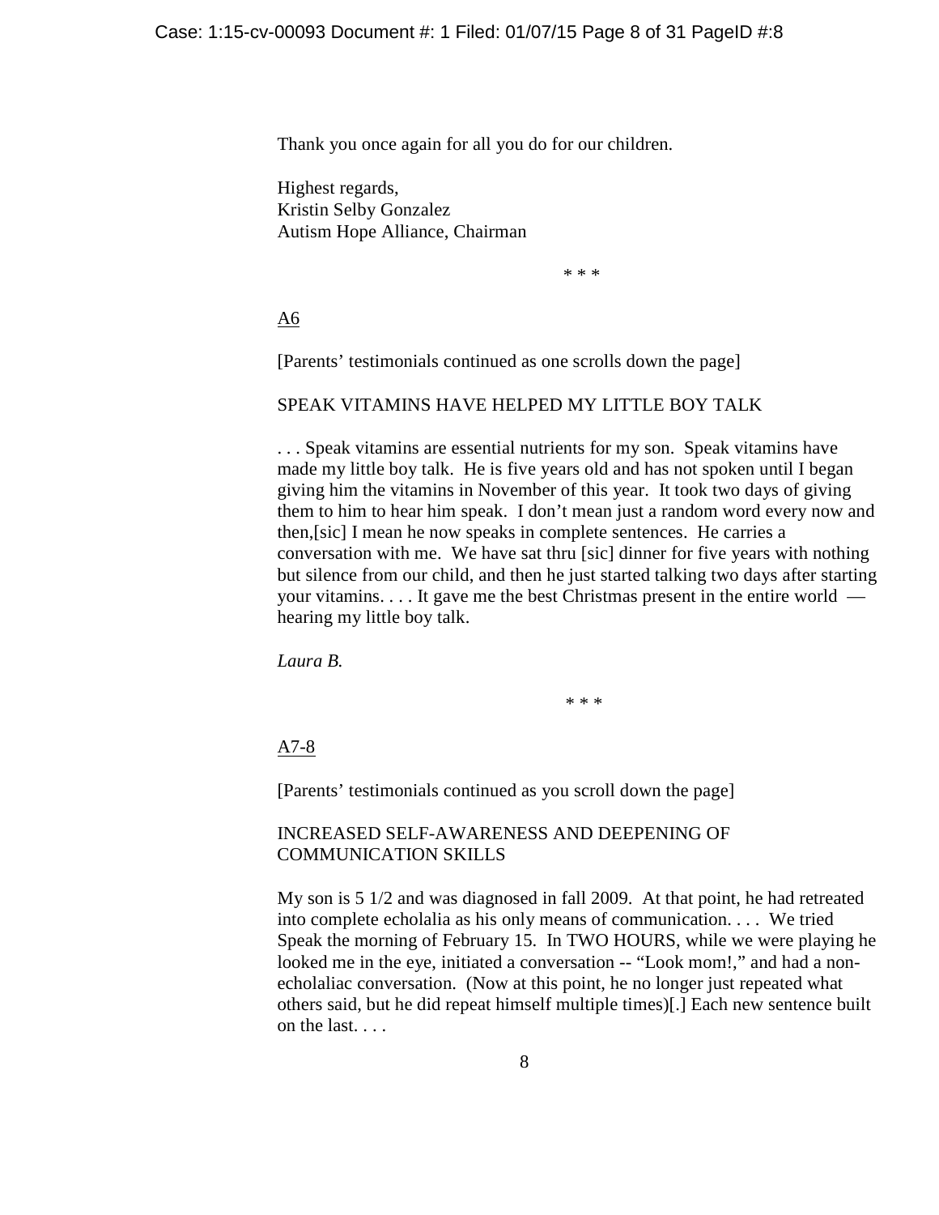Thank you once again for all you do for our children.

Highest regards,
Kristin Selby Gonzalez
Autism Hope Alliance, Chairman

\* \* \*

A6

[Parents' testimonials continued as one scrolls down the page]

SPEAK VITAMINS HAVE HELPED MY LITTLE BOY TALK

. . . Speak vitamins are essential nutrients for my son. Speak vitamins have made my little boy talk. He is five years old and has not spoken until I began giving him the vitamins in November of this year. It took two days of giving them to him to hear him speak. I don't mean just a random word every now and then,[sic] I mean he now speaks in complete sentences. He carries a conversation with me. We have sat thru [sic] dinner for five years with nothing but silence from our child, and then he just started talking two days after starting your vitamins. . . . It gave me the best Christmas present in the entire world — hearing my little boy talk.

*Laura B.*

\* \* \*

A7-8

[Parents' testimonials continued as you scroll down the page]

INCREASED SELF-AWARENESS AND DEEPENING OF COMMUNICATION SKILLS

My son is 5 1/2 and was diagnosed in fall 2009. At that point, he had retreated into complete echolalia as his only means of communication. . . . We tried Speak the morning of February 15. In TWO HOURS, while we were playing he looked me in the eye, initiated a conversation -- "Look mom!," and had a non-echolaliac conversation. (Now at this point, he no longer just repeated what others said, but he did repeat himself multiple times)[.] Each new sentence built on the last. . . .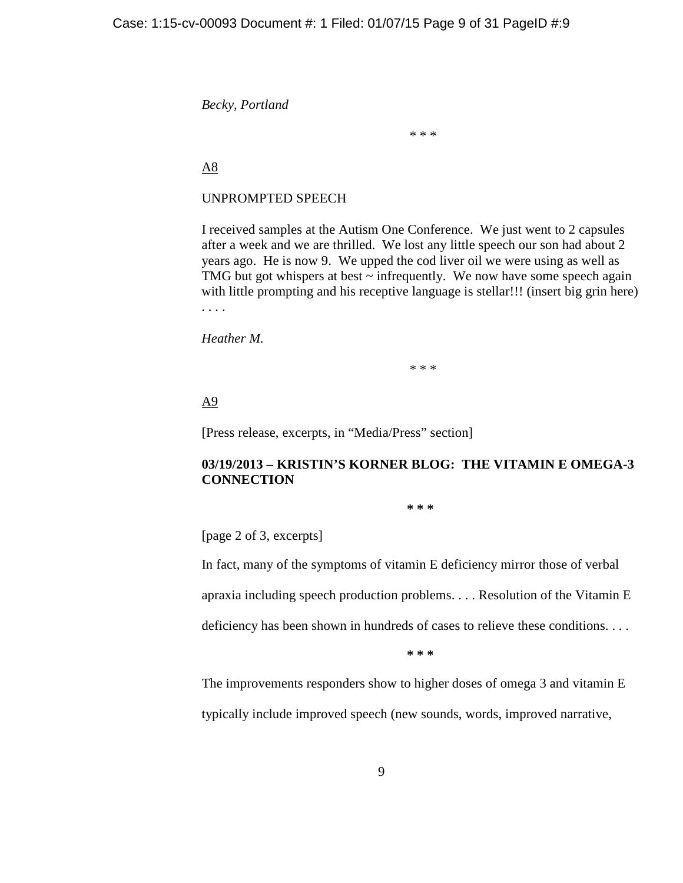*Becky, Portland*

\* \* \*

<u>A8</u>

UNPROMPTED SPEECH

I received samples at the Autism One Conference. We just went to 2 capsules after a week and we are thrilled. We lost any little speech our son had about 2 years ago. He is now 9. We upped the cod liver oil we were using as well as TMG but got whispers at best ~ infrequently. We now have some speech again with little prompting and his receptive language is stellar!!! (insert big grin here) . . . .

*Heather M.*

\* \* \*

<u>A9</u>

[Press release, excerpts, in "Media/Press" section]

**03/19/2013 – KRISTIN'S KORNER BLOG: THE VITAMIN E OMEGA-3 CONNECTION**

**\* \* \***

[page 2 of 3, excerpts]

In fact, many of the symptoms of vitamin E deficiency mirror those of verbal apraxia including speech production problems. . . . Resolution of the Vitamin E deficiency has been shown in hundreds of cases to relieve these conditions. . . .

**\* \* \***

The improvements responders show to higher doses of omega 3 and vitamin E typically include improved speech (new sounds, words, improved narrative,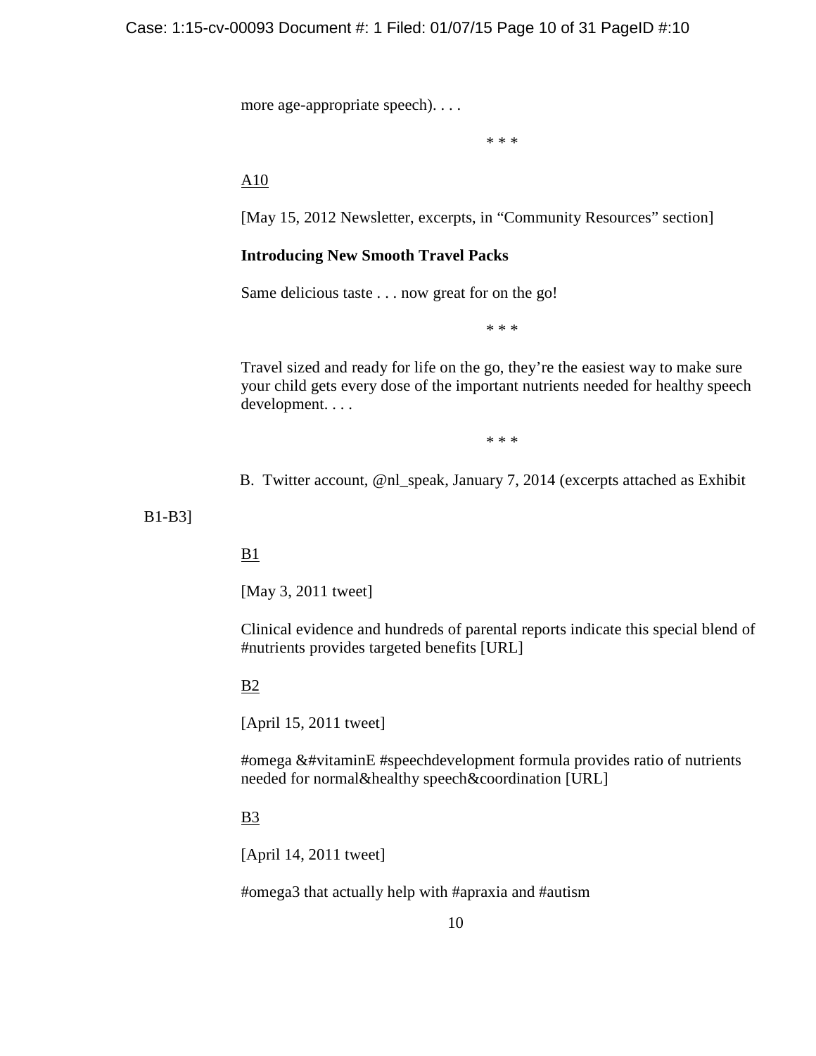more age-appropriate speech). . . .

\* \* \*

A10

[May 15, 2012 Newsletter, excerpts, in "Community Resources" section]

**Introducing New Smooth Travel Packs**

Same delicious taste . . . now great for on the go!

\* \* \*

Travel sized and ready for life on the go, they're the easiest way to make sure your child gets every dose of the important nutrients needed for healthy speech development. . . .

\* \* \*

B. Twitter account, @nl_speak, January 7, 2014 (excerpts attached as Exhibit B1-B3]

B1

[May 3, 2011 tweet]

Clinical evidence and hundreds of parental reports indicate this special blend of #nutrients provides targeted benefits [URL]

B2

[April 15, 2011 tweet]

#omega &#vitaminE #speechdevelopment formula provides ratio of nutrients needed for normal&healthy speech&coordination [URL]

B3

[April 14, 2011 tweet]

#omega3 that actually help with #apraxia and #autism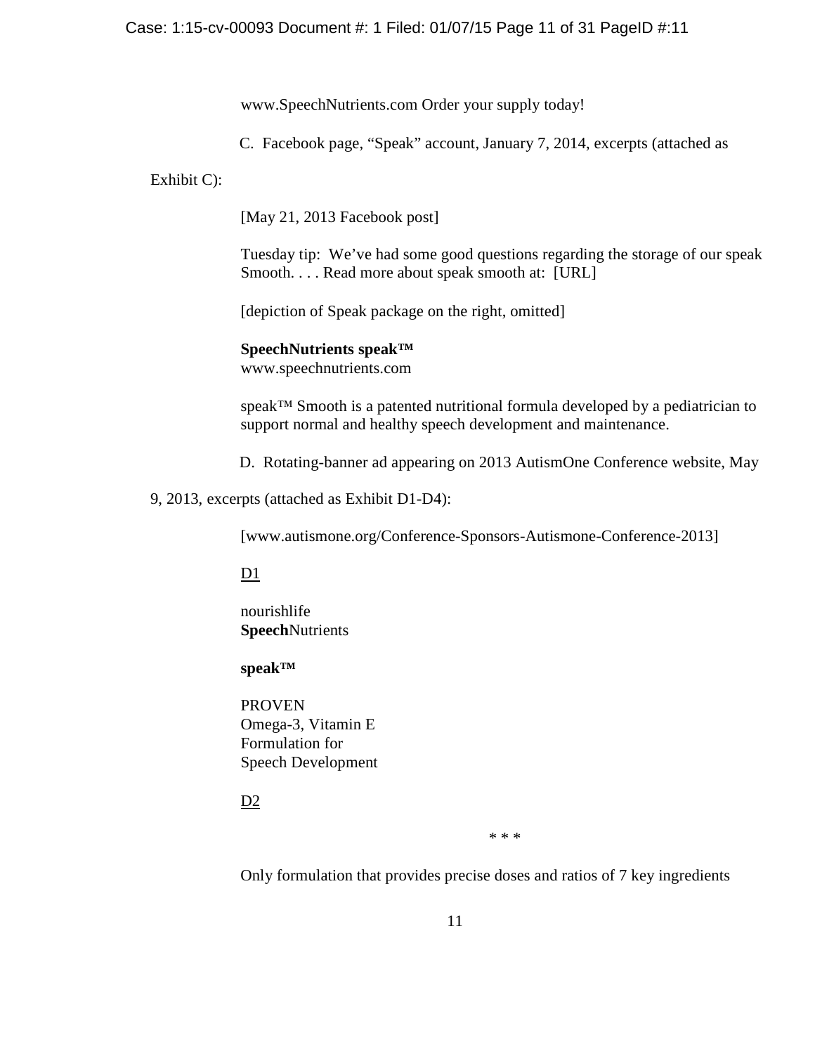www.SpeechNutrients.com Order your supply today!

C. Facebook page, "Speak" account, January 7, 2014, excerpts (attached as Exhibit C):

[May 21, 2013 Facebook post]

Tuesday tip: We've had some good questions regarding the storage of our speak Smooth. . . . Read more about speak smooth at: [URL]

[depiction of Speak package on the right, omitted]

**SpeechNutrients speak™**
www.speechnutrients.com

speak™ Smooth is a patented nutritional formula developed by a pediatrician to support normal and healthy speech development and maintenance.

D. Rotating-banner ad appearing on 2013 AutismOne Conference website, May 9, 2013, excerpts (attached as Exhibit D1-D4):

[www.autismone.org/Conference-Sponsors-Autismone-Conference-2013]

<u>D1</u>

nourishlife
**Speech**Nutrients

**speak™**

PROVEN
Omega-3, Vitamin E
Formulation for
Speech Development

<u>D2</u>

\* \* \*

Only formulation that provides precise doses and ratios of 7 key ingredients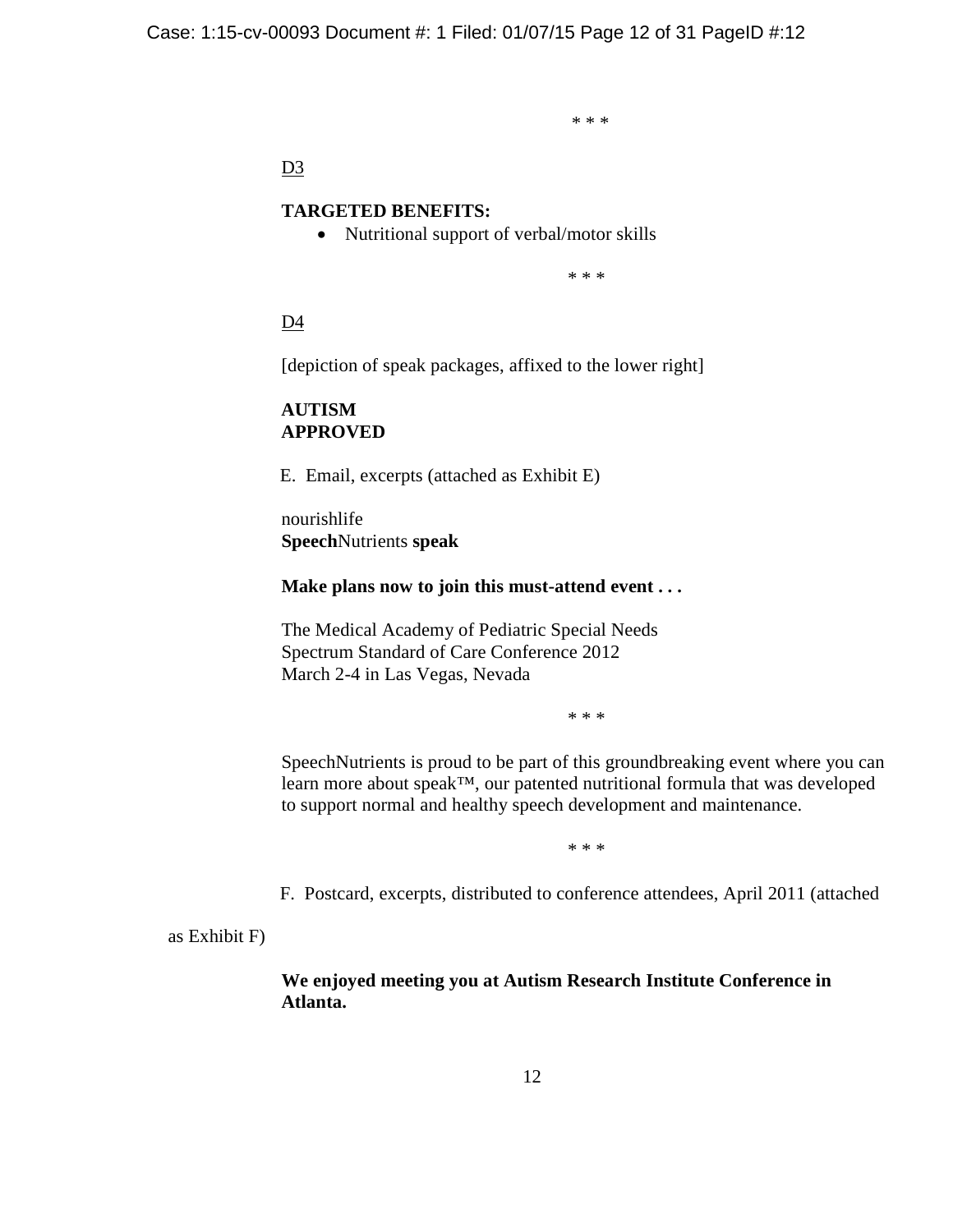\* \* \*

D3

**TARGETED BENEFITS:**

- Nutritional support of verbal/motor skills

\* \* \*

D4

[depiction of speak packages, affixed to the lower right]

**AUTISM**
**APPROVED**

E. Email, excerpts (attached as Exhibit E)

nourishlife
**Speech**Nutrients **speak**

**Make plans now to join this must-attend event . . .**

The Medical Academy of Pediatric Special Needs
Spectrum Standard of Care Conference 2012
March 2-4 in Las Vegas, Nevada

\* \* \*

SpeechNutrients is proud to be part of this groundbreaking event where you can learn more about speak™, our patented nutritional formula that was developed to support normal and healthy speech development and maintenance.

\* \* \*

F. Postcard, excerpts, distributed to conference attendees, April 2011 (attached as Exhibit F)

**We enjoyed meeting you at Autism Research Institute Conference in Atlanta.**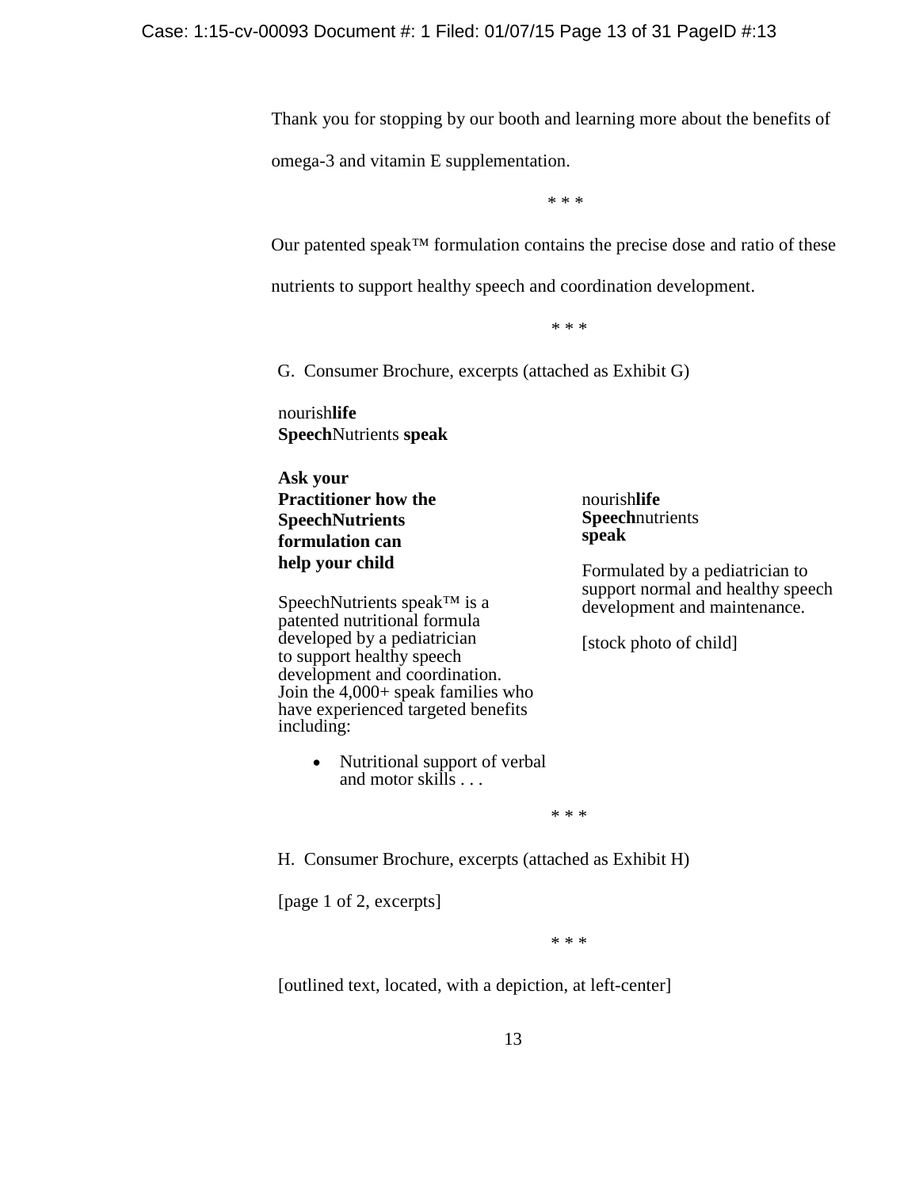Thank you for stopping by our booth and learning more about the benefits of omega-3 and vitamin E supplementation.

\* \* \*

Our patented speak™ formulation contains the precise dose and ratio of these nutrients to support healthy speech and coordination development.

\* \* \*

G. Consumer Brochure, excerpts (attached as Exhibit G)

nourish**life**
**Speech**Nutrients **speak**

**Ask your Practitioner how the SpeechNutrients formulation can help your child**

SpeechNutrients speak™ is a patented nutritional formula developed by a pediatrician to support healthy speech development and coordination. Join the 4,000+ speak families who have experienced targeted benefits including:

- Nutritional support of verbal and motor skills . . .

nourish**life**
**Speech**nutrients
**speak**

Formulated by a pediatrician to support normal and healthy speech development and maintenance.

[stock photo of child]

\* \* \*

H. Consumer Brochure, excerpts (attached as Exhibit H)

[page 1 of 2, excerpts]

\* \* \*

[outlined text, located, with a depiction, at left-center]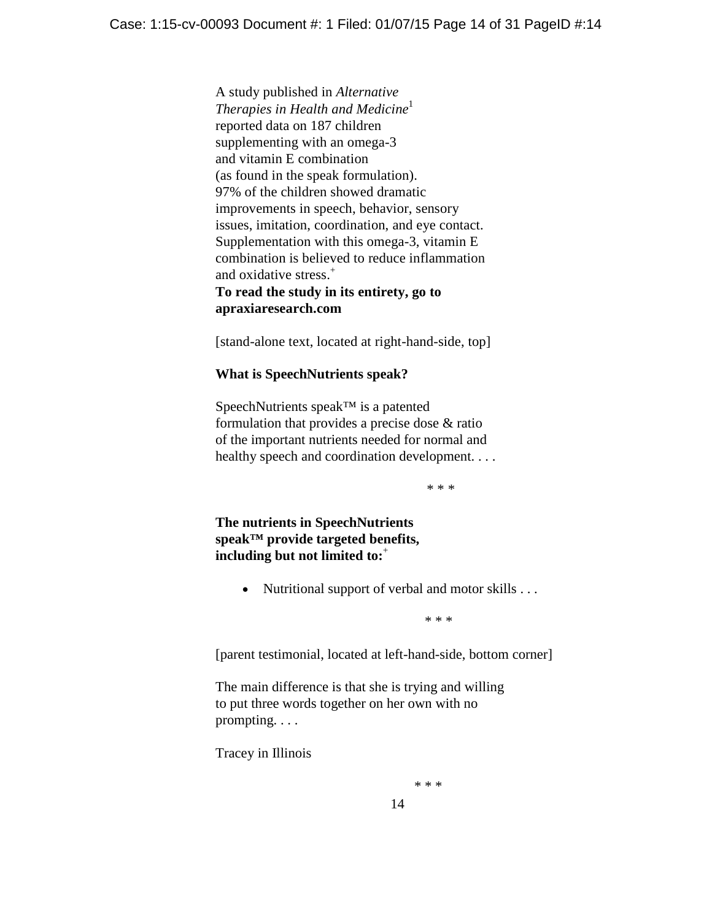A study published in *Alternative Therapies in Health and Medicine*[1] reported data on 187 children supplementing with an omega-3 and vitamin E combination (as found in the speak formulation). 97% of the children showed dramatic improvements in speech, behavior, sensory issues, imitation, coordination, and eye contact. Supplementation with this omega-3, vitamin E combination is believed to reduce inflammation and oxidative stress.[+]
**To read the study in its entirety, go to apraxiaresearch.com**

[stand-alone text, located at right-hand-side, top]

**What is SpeechNutrients speak?**

SpeechNutrients speak™ is a patented formulation that provides a precise dose & ratio of the important nutrients needed for normal and healthy speech and coordination development. . . .

\* \* \*

**The nutrients in SpeechNutrients speak™ provide targeted benefits, including but not limited to:**[+]

- Nutritional support of verbal and motor skills . . .

\* \* \*

[parent testimonial, located at left-hand-side, bottom corner]

The main difference is that she is trying and willing to put three words together on her own with no prompting. . . .

Tracey in Illinois

\* \* \*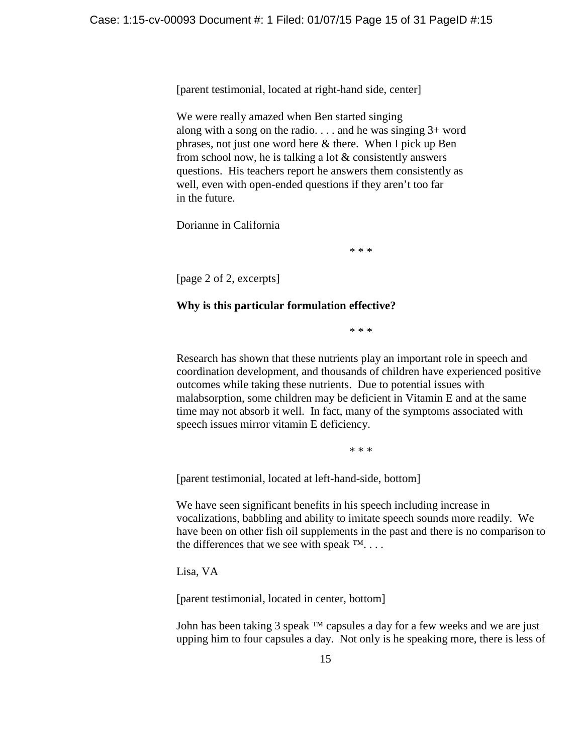[parent testimonial, located at right-hand side, center]

We were really amazed when Ben started singing along with a song on the radio. . . . and he was singing 3+ word phrases, not just one word here & there. When I pick up Ben from school now, he is talking a lot & consistently answers questions. His teachers report he answers them consistently as well, even with open-ended questions if they aren't too far in the future.

Dorianne in California

\* \* \*

[page 2 of 2, excerpts]

**Why is this particular formulation effective?**

\* \* \*

Research has shown that these nutrients play an important role in speech and coordination development, and thousands of children have experienced positive outcomes while taking these nutrients. Due to potential issues with malabsorption, some children may be deficient in Vitamin E and at the same time may not absorb it well. In fact, many of the symptoms associated with speech issues mirror vitamin E deficiency.

\* \* \*

[parent testimonial, located at left-hand-side, bottom]

We have seen significant benefits in his speech including increase in vocalizations, babbling and ability to imitate speech sounds more readily. We have been on other fish oil supplements in the past and there is no comparison to the differences that we see with speak ™. . . .

Lisa, VA

[parent testimonial, located in center, bottom]

John has been taking 3 speak ™ capsules a day for a few weeks and we are just upping him to four capsules a day. Not only is he speaking more, there is less of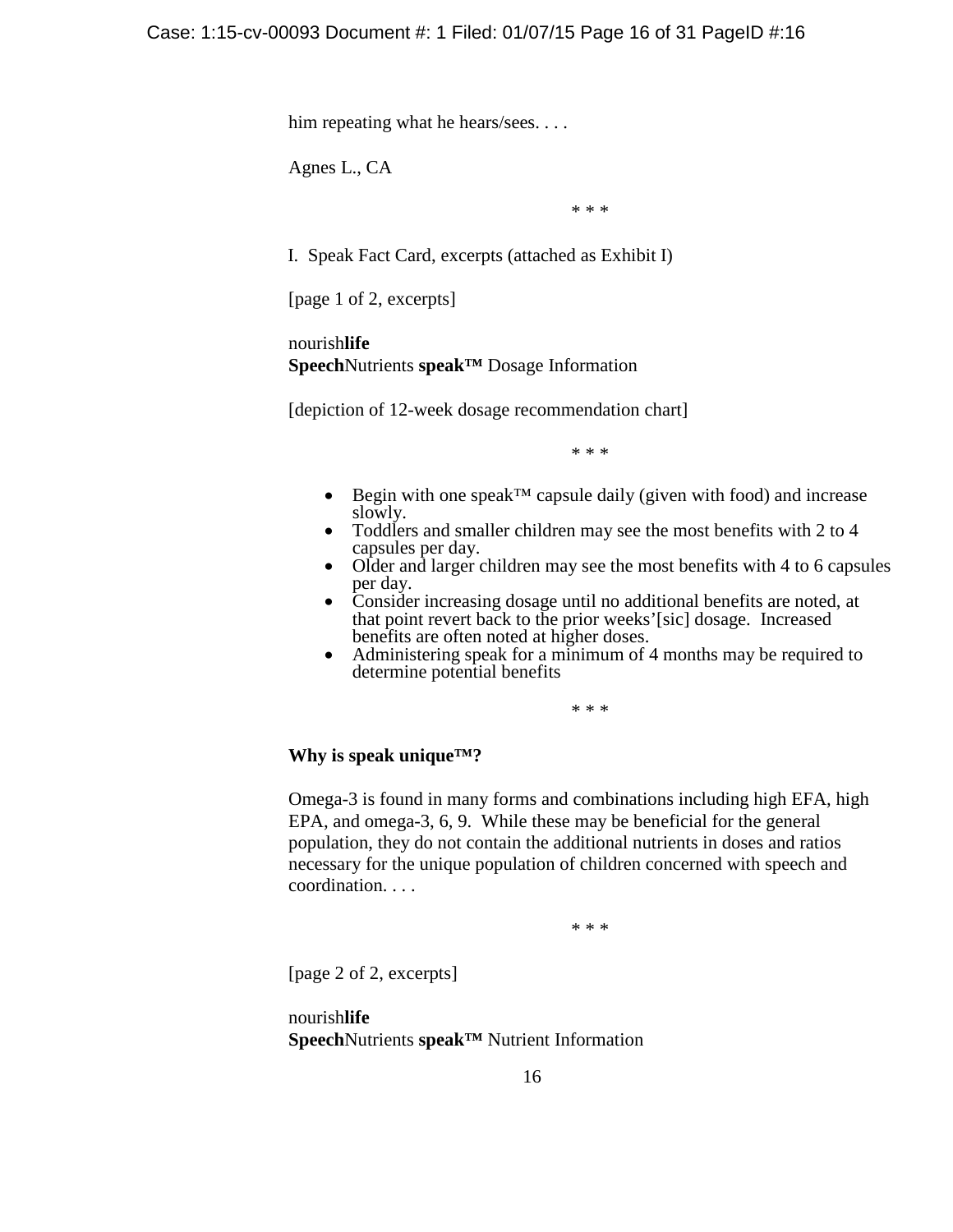him repeating what he hears/sees. . . .

Agnes L., CA

\* \* \*

I. Speak Fact Card, excerpts (attached as Exhibit I)

[page 1 of 2, excerpts]

nourish**life**
**Speech**Nutrients **speak™** Dosage Information

[depiction of 12-week dosage recommendation chart]

\* \* \*

- Begin with one speak™ capsule daily (given with food) and increase slowly.
- Toddlers and smaller children may see the most benefits with 2 to 4 capsules per day.
- Older and larger children may see the most benefits with 4 to 6 capsules per day.
- Consider increasing dosage until no additional benefits are noted, at that point revert back to the prior weeks'[sic] dosage. Increased benefits are often noted at higher doses.
- Administering speak for a minimum of 4 months may be required to determine potential benefits

\* \* \*

**Why is speak unique™?**

Omega-3 is found in many forms and combinations including high EFA, high EPA, and omega-3, 6, 9. While these may be beneficial for the general population, they do not contain the additional nutrients in doses and ratios necessary for the unique population of children concerned with speech and coordination. . . .

\* \* \*

[page 2 of 2, excerpts]

nourish**life**
**Speech**Nutrients **speak™** Nutrient Information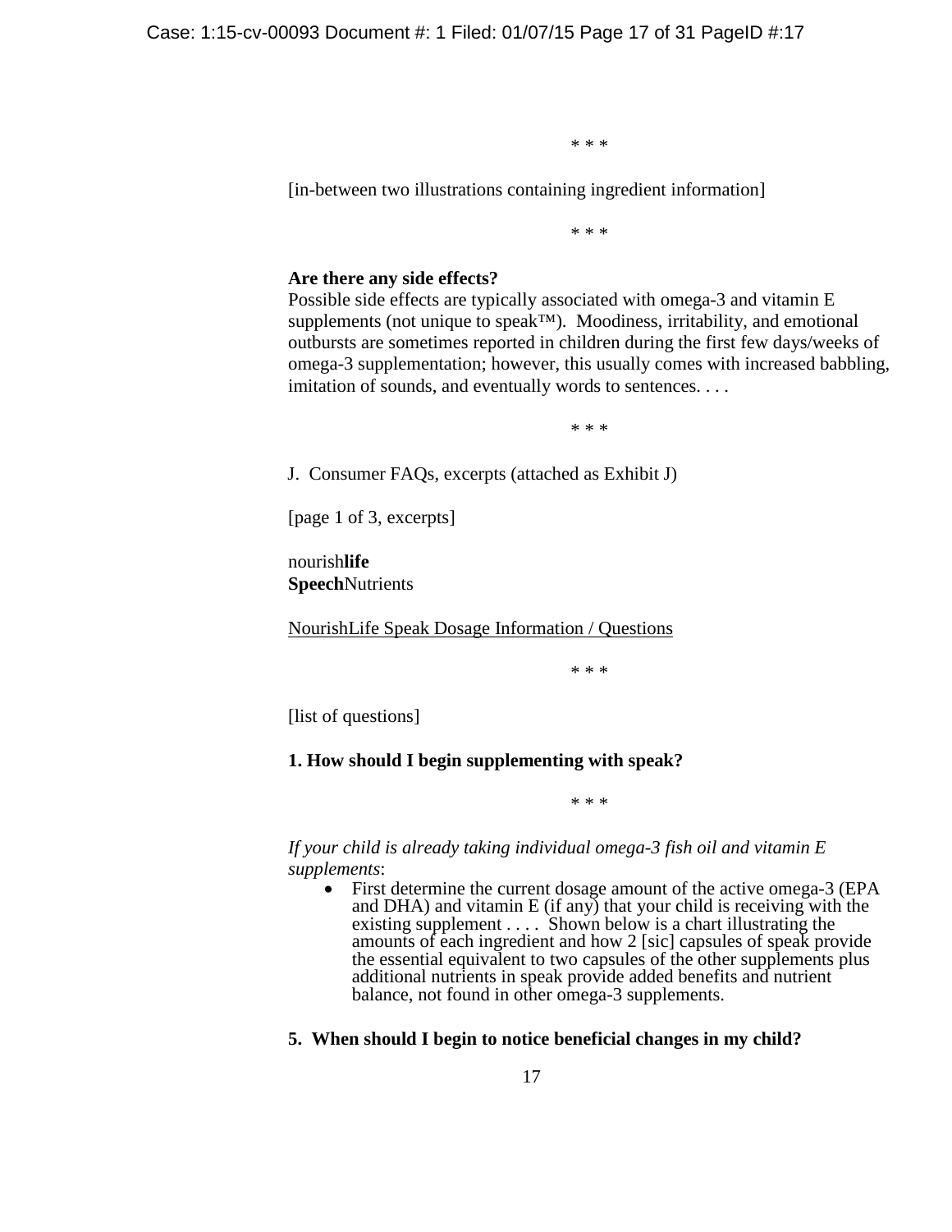\* \* \*

[in-between two illustrations containing ingredient information]

\* \* \*

**Are there any side effects?**
Possible side effects are typically associated with omega-3 and vitamin E supplements (not unique to speak™). Moodiness, irritability, and emotional outbursts are sometimes reported in children during the first few days/weeks of omega-3 supplementation; however, this usually comes with increased babbling, imitation of sounds, and eventually words to sentences. . . .

\* \* \*

J. Consumer FAQs, excerpts (attached as Exhibit J)

[page 1 of 3, excerpts]

nourish**life**
**Speech**Nutrients

<u>NourishLife Speak Dosage Information / Questions</u>

\* \* \*

[list of questions]

**1. How should I begin supplementing with speak?**

\* \* \*

*If your child is already taking individual omega-3 fish oil and vitamin E supplements*:

- First determine the current dosage amount of the active omega-3 (EPA and DHA) and vitamin E (if any) that your child is receiving with the existing supplement . . . . Shown below is a chart illustrating the amounts of each ingredient and how 2 [sic] capsules of speak provide the essential equivalent to two capsules of the other supplements plus additional nutrients in speak provide added benefits and nutrient balance, not found in other omega-3 supplements.

**5. When should I begin to notice beneficial changes in my child?**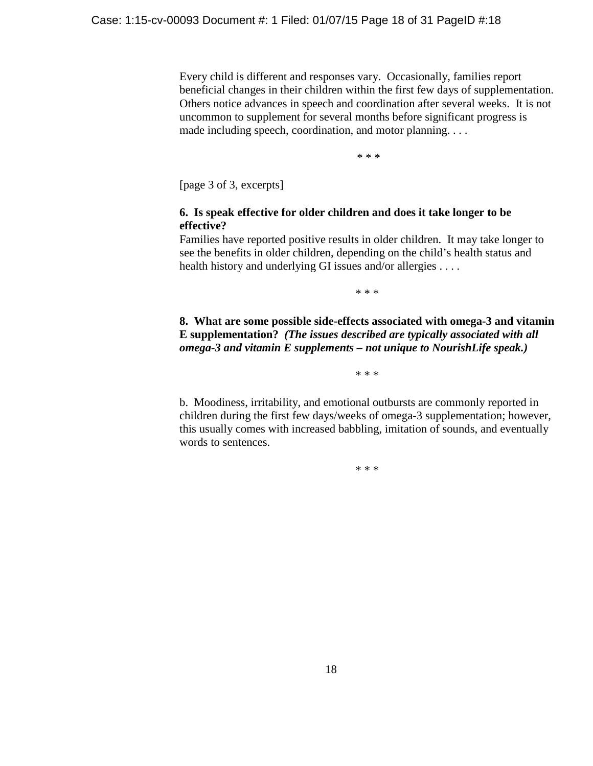Every child is different and responses vary. Occasionally, families report beneficial changes in their children within the first few days of supplementation. Others notice advances in speech and coordination after several weeks. It is not uncommon to supplement for several months before significant progress is made including speech, coordination, and motor planning. . . .

\* \* \*

[page 3 of 3, excerpts]

**6. Is speak effective for older children and does it take longer to be effective?**
Families have reported positive results in older children. It may take longer to see the benefits in older children, depending on the child's health status and health history and underlying GI issues and/or allergies . . . .

\* \* \*

**8. What are some possible side-effects associated with omega-3 and vitamin E supplementation?** ***(The issues described are typically associated with all omega-3 and vitamin E supplements – not unique to NourishLife speak.)***

\* \* \*

b. Moodiness, irritability, and emotional outbursts are commonly reported in children during the first few days/weeks of omega-3 supplementation; however, this usually comes with increased babbling, imitation of sounds, and eventually words to sentences.

\* \* \*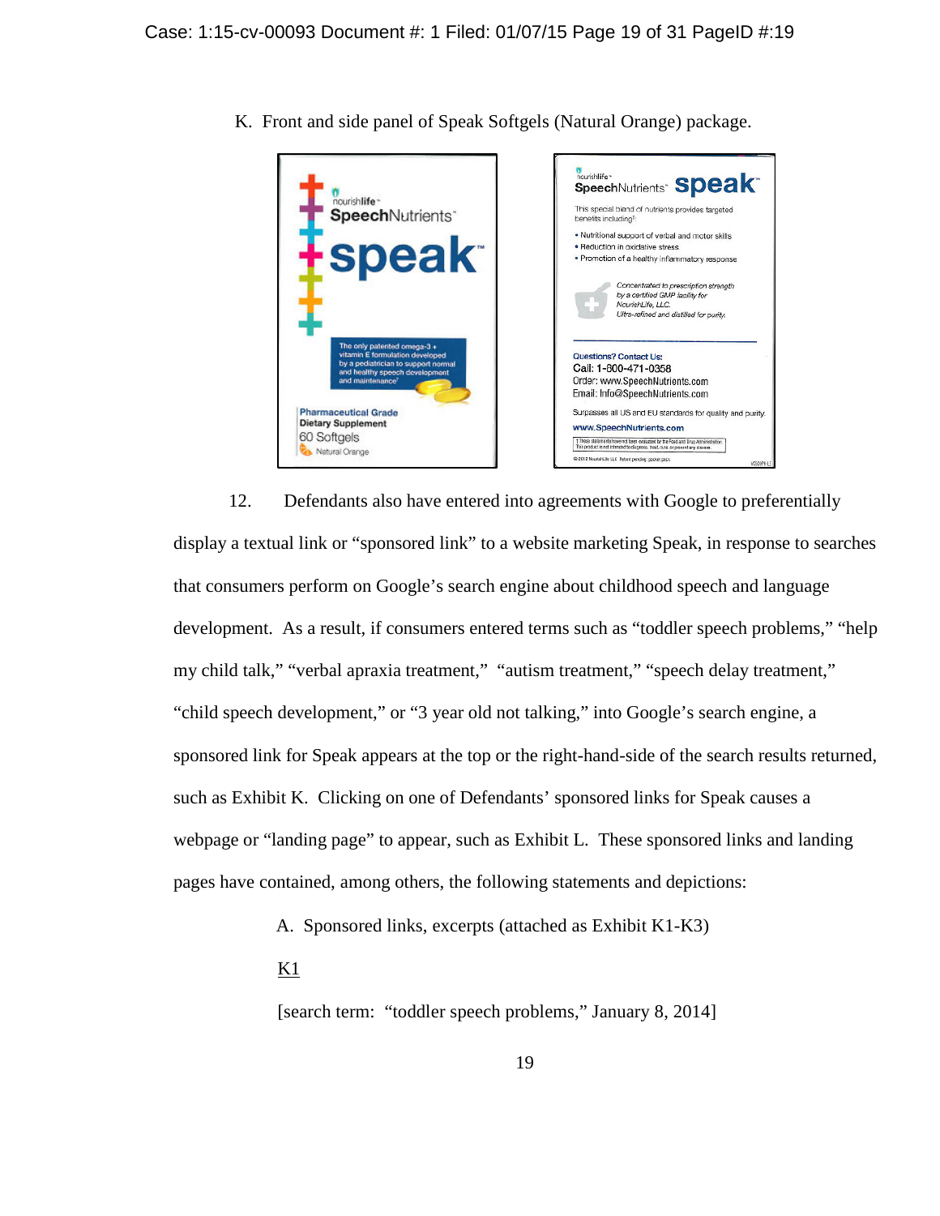K. Front and side panel of Speak Softgels (Natural Orange) package.

nourishlife
SpeechNutrients
speak

The only patented omega-3 + vitamin E formulation developed by a pediatrician to support normal and healthy speech development and maintenance†

Pharmaceutical Grade
Dietary Supplement
60 Softgels
Natural Orange

nourishlife
SpeechNutrients speak

This special blend of nutrients provides targeted benefits including†:

- Nutritional support of verbal and motor skills
- Reduction in oxidative stress
- Promotion of a healthy inflammatory response

*Concentrated to prescription strength by a certified GMP facility for NourishLife, LLC. Ultra-refined and distilled for purity.*

Questions? Contact Us:
Call: 1-800-471-0358
Order: www.SpeechNutrients.com
Email: Info@SpeechNutrients.com

Surpasses all US and EU standards for quality and purity.

www.SpeechNutrients.com

12. Defendants also have entered into agreements with Google to preferentially display a textual link or "sponsored link" to a website marketing Speak, in response to searches that consumers perform on Google's search engine about childhood speech and language development. As a result, if consumers entered terms such as "toddler speech problems," "help my child talk," "verbal apraxia treatment," "autism treatment," "speech delay treatment," "child speech development," or "3 year old not talking," into Google's search engine, a sponsored link for Speak appears at the top or the right-hand-side of the search results returned, such as Exhibit K. Clicking on one of Defendants' sponsored links for Speak causes a webpage or "landing page" to appear, such as Exhibit L. These sponsored links and landing pages have contained, among others, the following statements and depictions:

A. Sponsored links, excerpts (attached as Exhibit K1-K3)

K1

[search term: "toddler speech problems," January 8, 2014]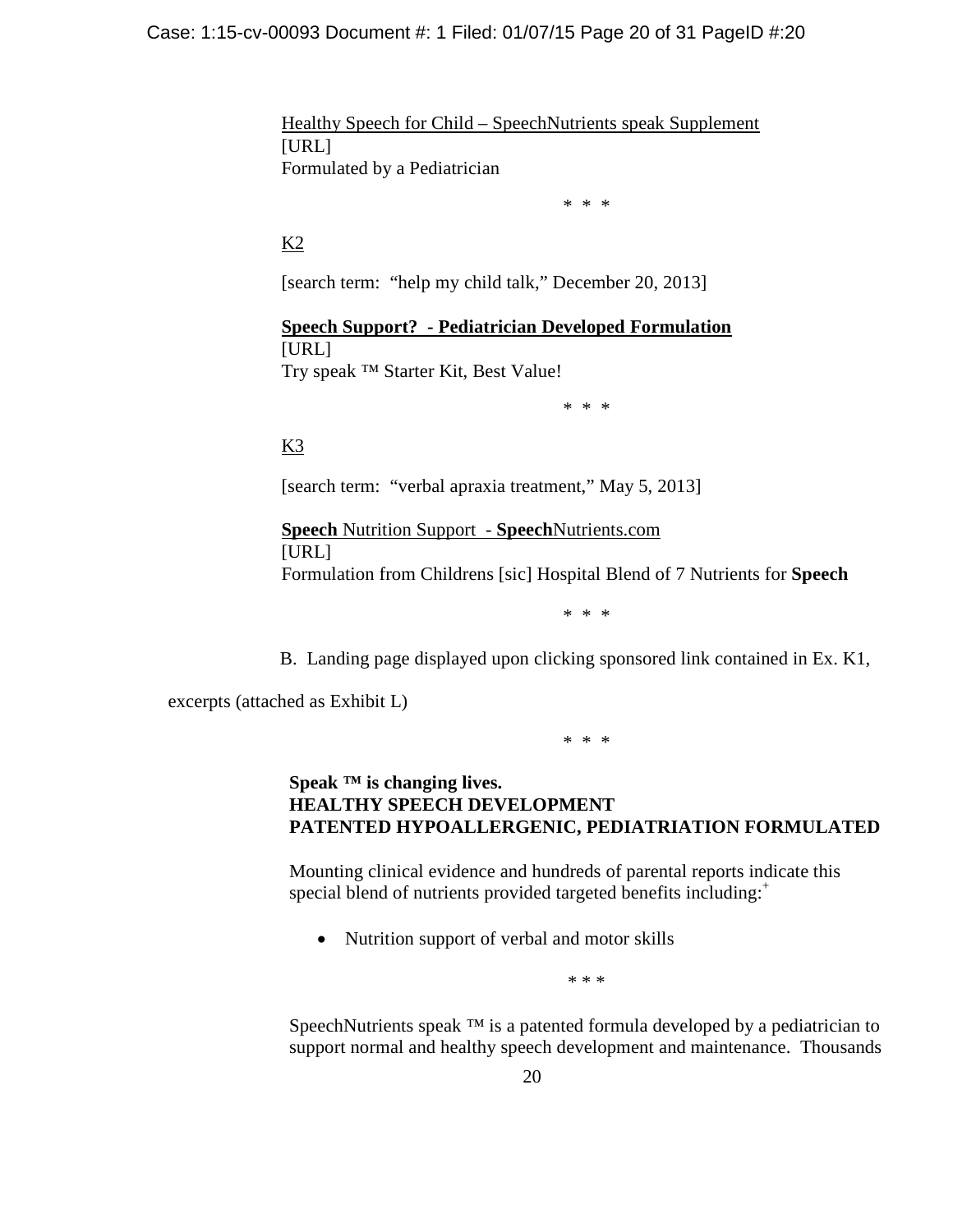Healthy Speech for Child – SpeechNutrients speak Supplement
[URL]
Formulated by a Pediatrician

\* \* \*

K2

[search term: "help my child talk," December 20, 2013]

**Speech Support? - Pediatrician Developed Formulation**
[URL]
Try speak ™ Starter Kit, Best Value!

\* \* \*

K3

[search term: "verbal apraxia treatment," May 5, 2013]

**Speech** Nutrition Support - **Speech**Nutrients.com
[URL]
Formulation from Childrens [sic] Hospital Blend of 7 Nutrients for **Speech**

\* \* \*

B. Landing page displayed upon clicking sponsored link contained in Ex. K1, excerpts (attached as Exhibit L)

\* \* \*

**Speak ™ is changing lives.**
**HEALTHY SPEECH DEVELOPMENT**
**PATENTED HYPOALLERGENIC, PEDIATRIATION FORMULATED**

Mounting clinical evidence and hundreds of parental reports indicate this special blend of nutrients provided targeted benefits including:[+]

- Nutrition support of verbal and motor skills

\* \* \*

SpeechNutrients speak ™ is a patented formula developed by a pediatrician to support normal and healthy speech development and maintenance. Thousands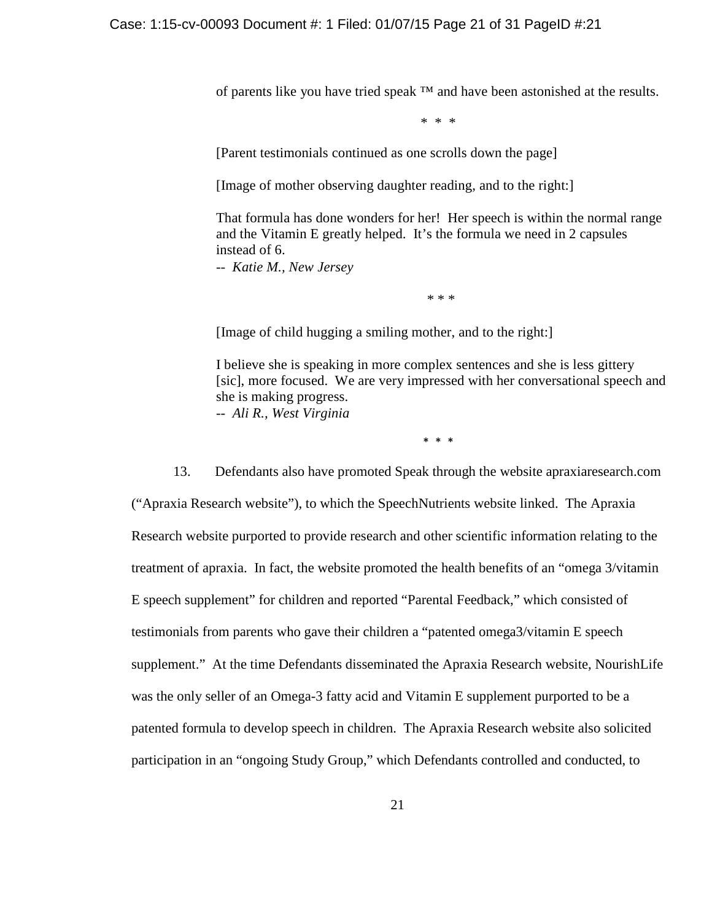of parents like you have tried speak ™ and have been astonished at the results.

\* \* \*

[Parent testimonials continued as one scrolls down the page]

[Image of mother observing daughter reading, and to the right:]

That formula has done wonders for her! Her speech is within the normal range and the Vitamin E greatly helped. It's the formula we need in 2 capsules instead of 6.
-- *Katie M., New Jersey*

\* \* \*

[Image of child hugging a smiling mother, and to the right:]

I believe she is speaking in more complex sentences and she is less gittery [sic], more focused. We are very impressed with her conversational speech and she is making progress.
-- *Ali R., West Virginia*

\* \* \*

13. Defendants also have promoted Speak through the website apraxiaresearch.com ("Apraxia Research website"), to which the SpeechNutrients website linked. The Apraxia Research website purported to provide research and other scientific information relating to the treatment of apraxia. In fact, the website promoted the health benefits of an "omega 3/vitamin E speech supplement" for children and reported "Parental Feedback," which consisted of testimonials from parents who gave their children a "patented omega3/vitamin E speech supplement." At the time Defendants disseminated the Apraxia Research website, NourishLife was the only seller of an Omega-3 fatty acid and Vitamin E supplement purported to be a patented formula to develop speech in children. The Apraxia Research website also solicited participation in an "ongoing Study Group," which Defendants controlled and conducted, to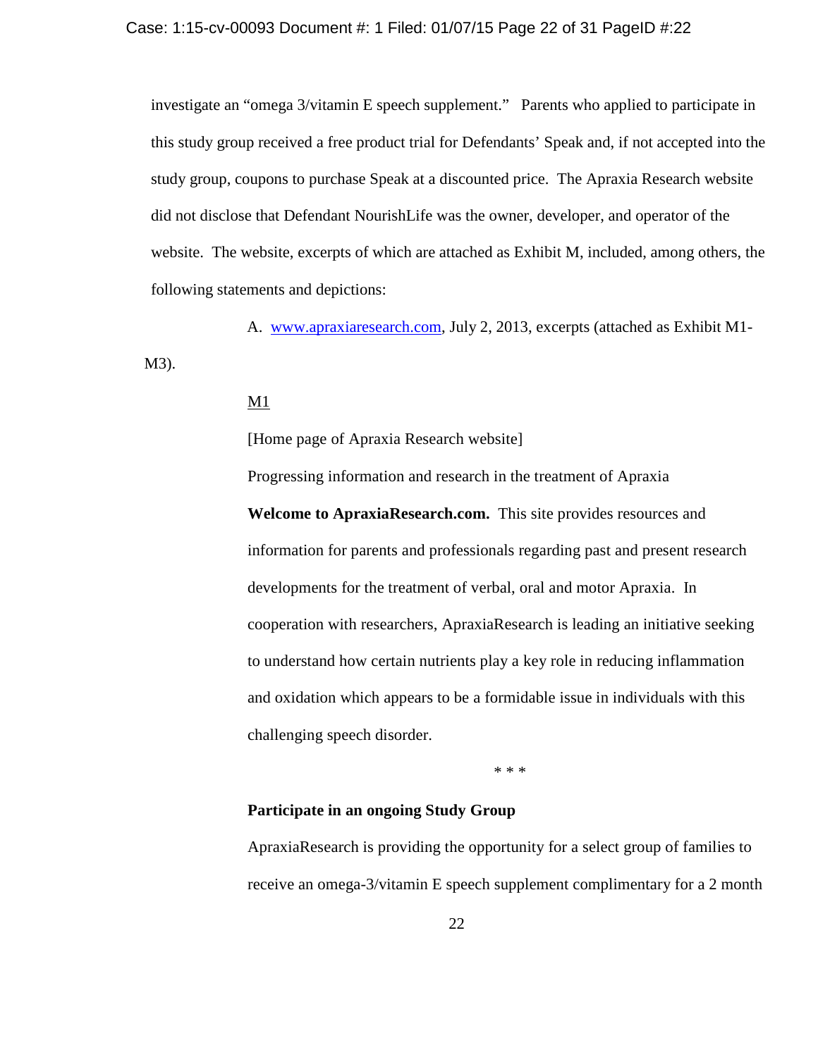investigate an "omega 3/vitamin E speech supplement." Parents who applied to participate in this study group received a free product trial for Defendants' Speak and, if not accepted into the study group, coupons to purchase Speak at a discounted price. The Apraxia Research website did not disclose that Defendant NourishLife was the owner, developer, and operator of the website. The website, excerpts of which are attached as Exhibit M, included, among others, the following statements and depictions:

A. www.apraxiaresearch.com, July 2, 2013, excerpts (attached as Exhibit M1-M3).

<u>M1</u>

[Home page of Apraxia Research website]

Progressing information and research in the treatment of Apraxia

**Welcome to ApraxiaResearch.com.** This site provides resources and information for parents and professionals regarding past and present research developments for the treatment of verbal, oral and motor Apraxia. In cooperation with researchers, ApraxiaResearch is leading an initiative seeking to understand how certain nutrients play a key role in reducing inflammation and oxidation which appears to be a formidable issue in individuals with this challenging speech disorder.

\* \* \*

**Participate in an ongoing Study Group**

ApraxiaResearch is providing the opportunity for a select group of families to receive an omega-3/vitamin E speech supplement complimentary for a 2 month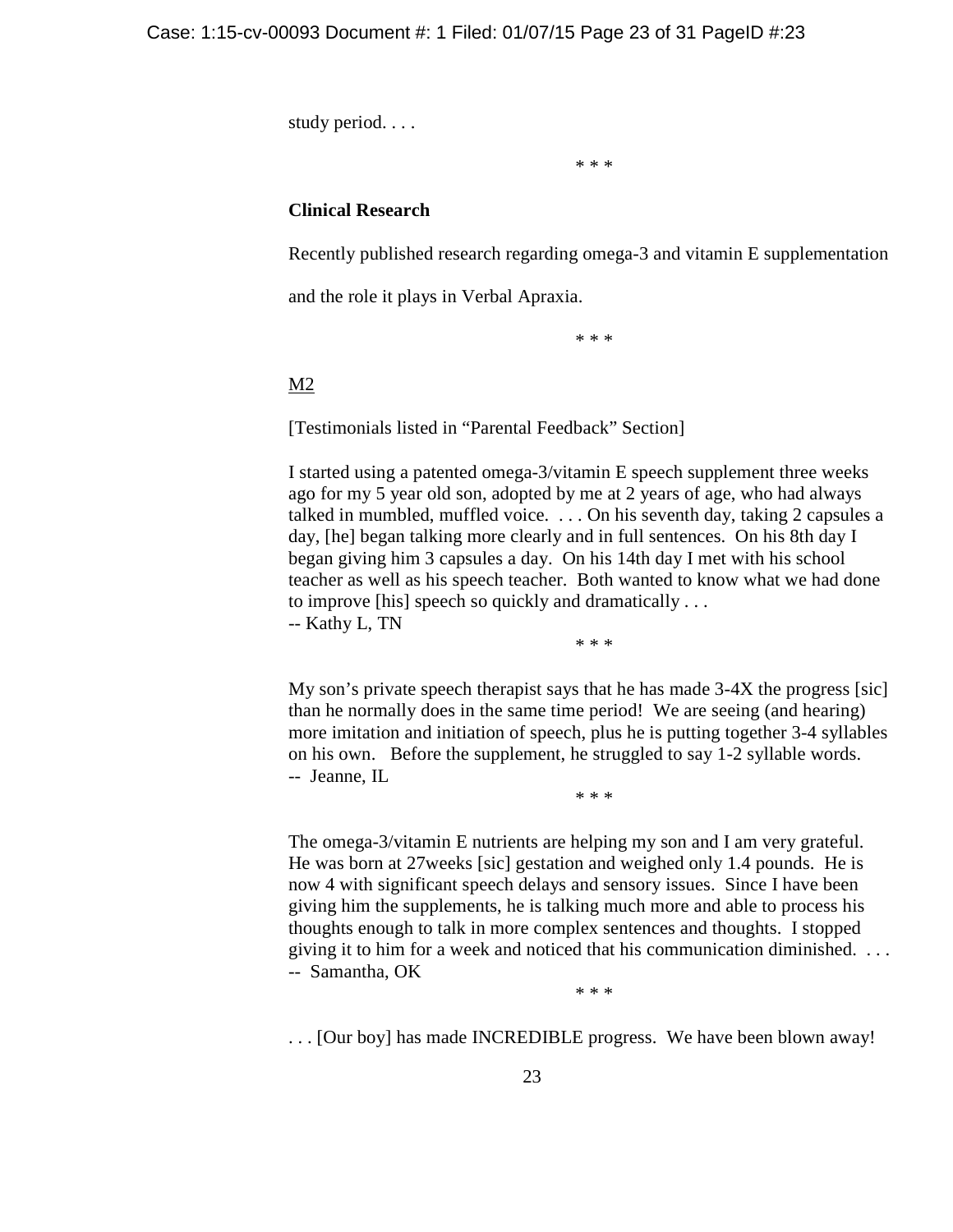study period. . . .

\* \* \*

**Clinical Research**

Recently published research regarding omega-3 and vitamin E supplementation and the role it plays in Verbal Apraxia.

\* \* \*

<u>M2</u>

[Testimonials listed in “Parental Feedback” Section]

I started using a patented omega-3/vitamin E speech supplement three weeks ago for my 5 year old son, adopted by me at 2 years of age, who had always talked in mumbled, muffled voice. . . . On his seventh day, taking 2 capsules a day, [he] began talking more clearly and in full sentences. On his 8th day I began giving him 3 capsules a day. On his 14th day I met with his school teacher as well as his speech teacher. Both wanted to know what we had done to improve [his] speech so quickly and dramatically . . .
-- Kathy L, TN

\* \* \*

My son’s private speech therapist says that he has made 3-4X the progress [sic] than he normally does in the same time period! We are seeing (and hearing) more imitation and initiation of speech, plus he is putting together 3-4 syllables on his own. Before the supplement, he struggled to say 1-2 syllable words.
-- Jeanne, IL

\* \* \*

The omega-3/vitamin E nutrients are helping my son and I am very grateful. He was born at 27weeks [sic] gestation and weighed only 1.4 pounds. He is now 4 with significant speech delays and sensory issues. Since I have been giving him the supplements, he is talking much more and able to process his thoughts enough to talk in more complex sentences and thoughts. I stopped giving it to him for a week and noticed that his communication diminished. . . .
-- Samantha, OK

\* \* \*

. . . [Our boy] has made INCREDIBLE progress. We have been blown away!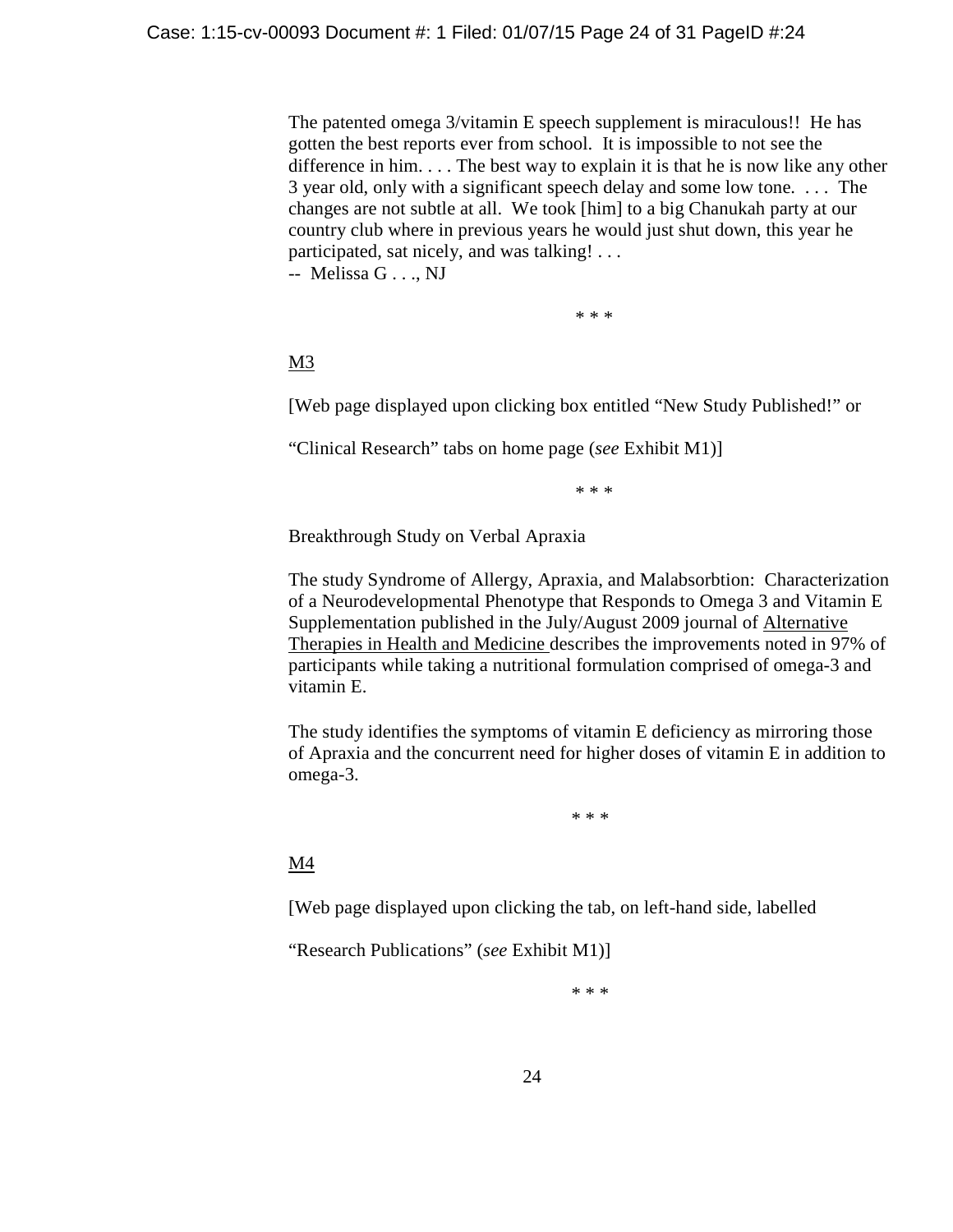The patented omega 3/vitamin E speech supplement is miraculous!! He has gotten the best reports ever from school. It is impossible to not see the difference in him. . . . The best way to explain it is that he is now like any other 3 year old, only with a significant speech delay and some low tone. . . . The changes are not subtle at all. We took [him] to a big Chanukah party at our country club where in previous years he would just shut down, this year he participated, sat nicely, and was talking! . . .
-- Melissa G . . ., NJ

\* \* \*

M3

[Web page displayed upon clicking box entitled "New Study Published!" or "Clinical Research" tabs on home page (*see* Exhibit M1)]

\* \* \*

Breakthrough Study on Verbal Apraxia

The study Syndrome of Allergy, Apraxia, and Malabsorbtion: Characterization of a Neurodevelopmental Phenotype that Responds to Omega 3 and Vitamin E Supplementation published in the July/August 2009 journal of Alternative Therapies in Health and Medicine describes the improvements noted in 97% of participants while taking a nutritional formulation comprised of omega-3 and vitamin E.

The study identifies the symptoms of vitamin E deficiency as mirroring those of Apraxia and the concurrent need for higher doses of vitamin E in addition to omega-3.

\* \* \*

M4

[Web page displayed upon clicking the tab, on left-hand side, labelled "Research Publications" (*see* Exhibit M1)]

\* \* \*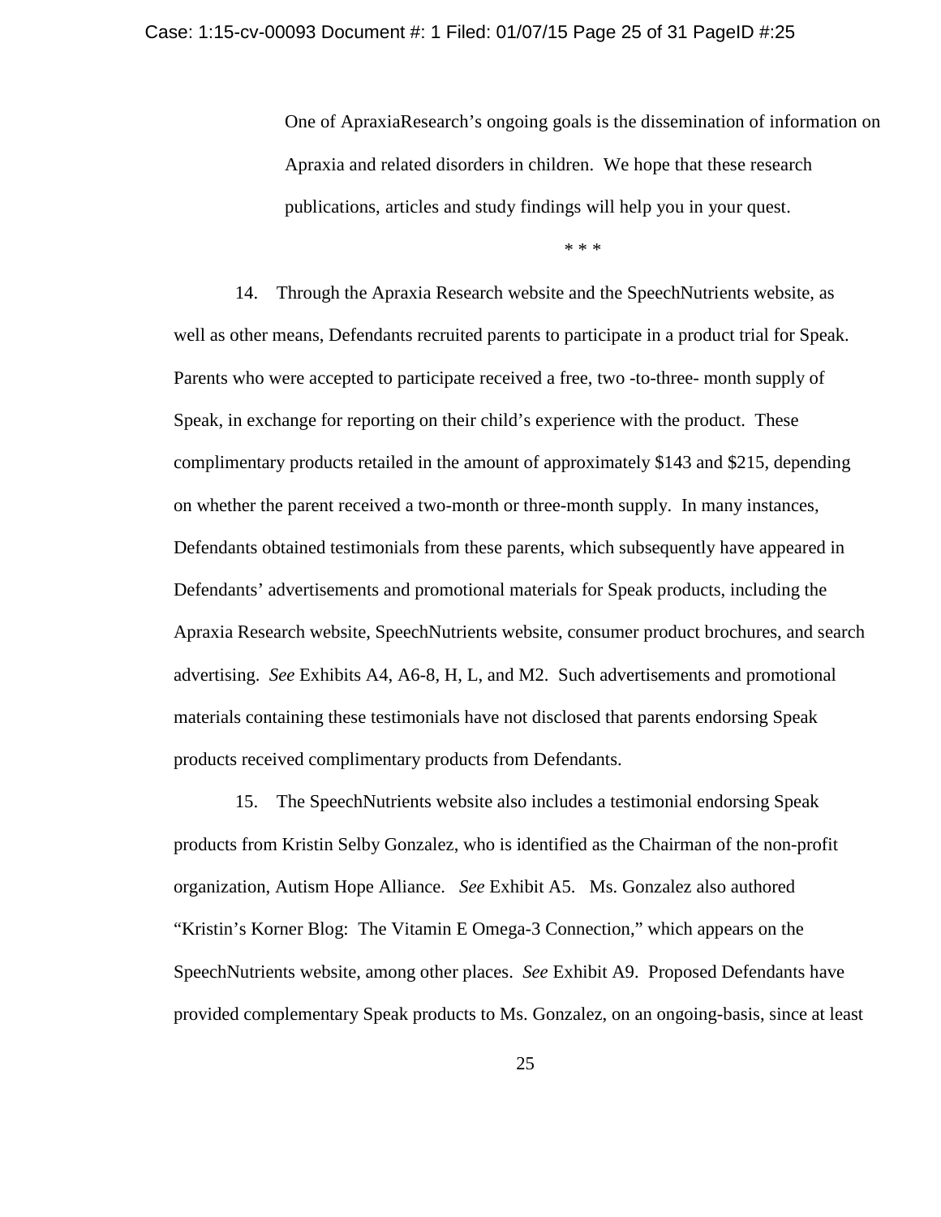> One of ApraxiaResearch's ongoing goals is the dissemination of information on Apraxia and related disorders in children. We hope that these research publications, articles and study findings will help you in your quest.
>
> * * *

14. Through the Apraxia Research website and the SpeechNutrients website, as well as other means, Defendants recruited parents to participate in a product trial for Speak. Parents who were accepted to participate received a free, two -to-three- month supply of Speak, in exchange for reporting on their child's experience with the product. These complimentary products retailed in the amount of approximately $143 and $215, depending on whether the parent received a two-month or three-month supply. In many instances, Defendants obtained testimonials from these parents, which subsequently have appeared in Defendants' advertisements and promotional materials for Speak products, including the Apraxia Research website, SpeechNutrients website, consumer product brochures, and search advertising. *See* Exhibits A4, A6-8, H, L, and M2. Such advertisements and promotional materials containing these testimonials have not disclosed that parents endorsing Speak products received complimentary products from Defendants.

15. The SpeechNutrients website also includes a testimonial endorsing Speak products from Kristin Selby Gonzalez, who is identified as the Chairman of the non-profit organization, Autism Hope Alliance. *See* Exhibit A5. Ms. Gonzalez also authored "Kristin's Korner Blog: The Vitamin E Omega-3 Connection," which appears on the SpeechNutrients website, among other places. *See* Exhibit A9. Proposed Defendants have provided complementary Speak products to Ms. Gonzalez, on an ongoing-basis, since at least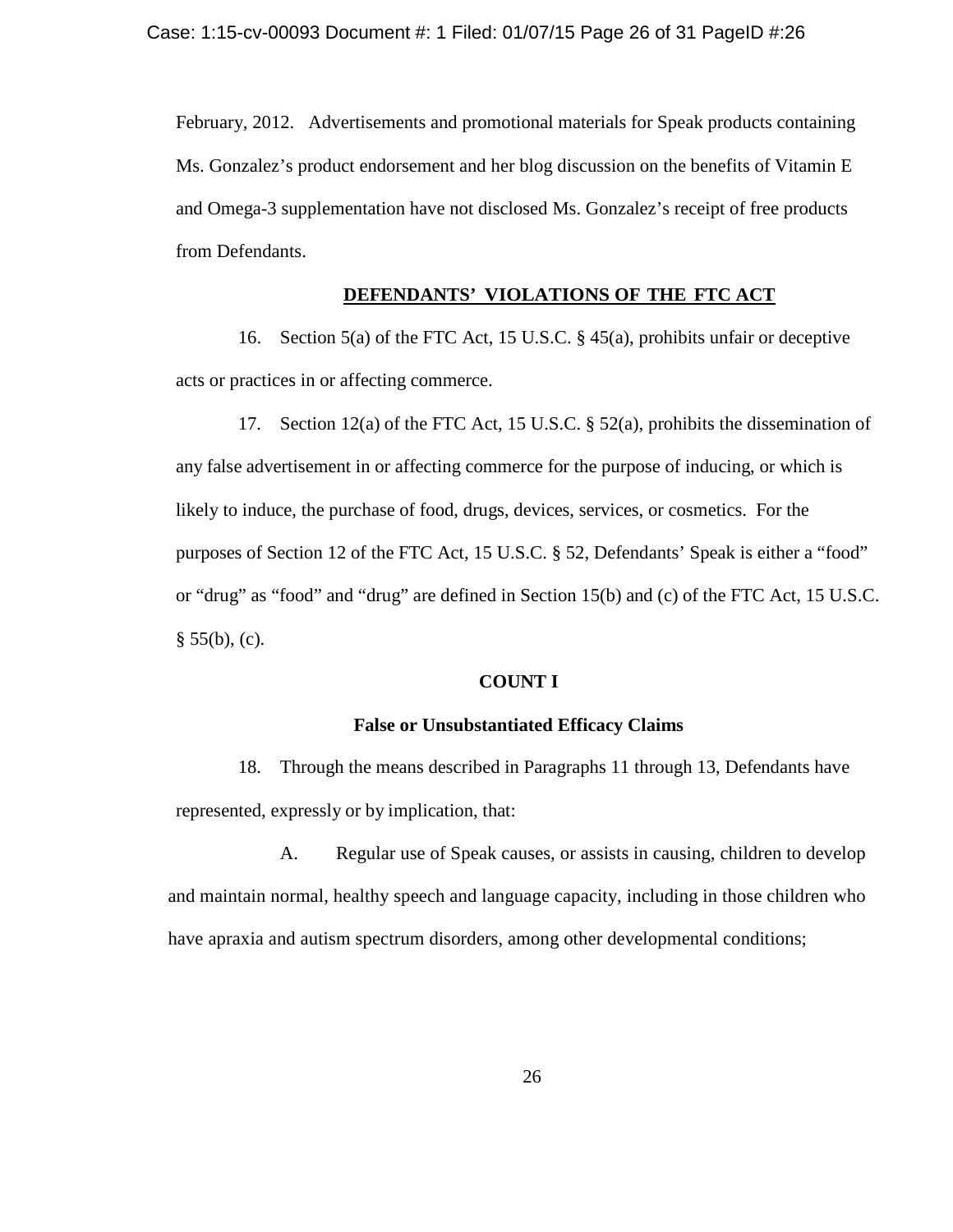February, 2012. Advertisements and promotional materials for Speak products containing Ms. Gonzalez's product endorsement and her blog discussion on the benefits of Vitamin E and Omega-3 supplementation have not disclosed Ms. Gonzalez's receipt of free products from Defendants.

## DEFENDANTS' VIOLATIONS OF THE FTC ACT

16. Section 5(a) of the FTC Act, 15 U.S.C. § 45(a), prohibits unfair or deceptive acts or practices in or affecting commerce.

17. Section 12(a) of the FTC Act, 15 U.S.C. § 52(a), prohibits the dissemination of any false advertisement in or affecting commerce for the purpose of inducing, or which is likely to induce, the purchase of food, drugs, devices, services, or cosmetics. For the purposes of Section 12 of the FTC Act, 15 U.S.C. § 52, Defendants' Speak is either a "food" or "drug" as "food" and "drug" are defined in Section 15(b) and (c) of the FTC Act, 15 U.S.C. § 55(b), (c).

## COUNT I

### False or Unsubstantiated Efficacy Claims

18. Through the means described in Paragraphs 11 through 13, Defendants have represented, expressly or by implication, that:

A. Regular use of Speak causes, or assists in causing, children to develop and maintain normal, healthy speech and language capacity, including in those children who have apraxia and autism spectrum disorders, among other developmental conditions;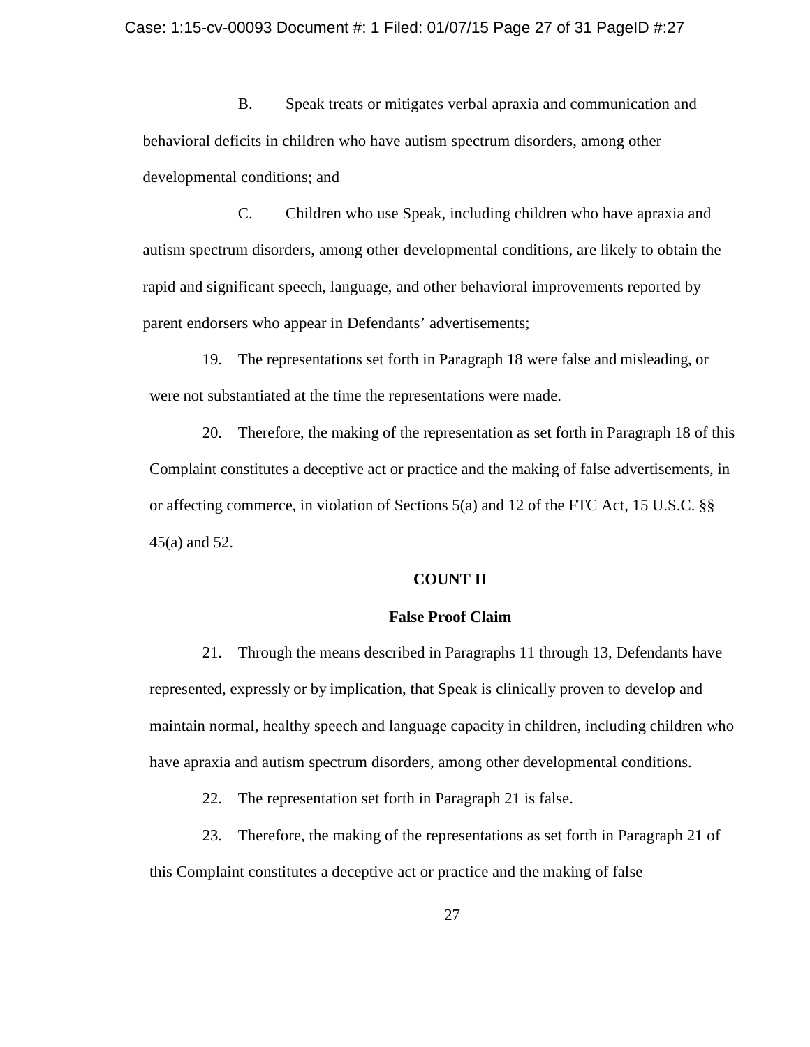B. Speak treats or mitigates verbal apraxia and communication and behavioral deficits in children who have autism spectrum disorders, among other developmental conditions; and

C. Children who use Speak, including children who have apraxia and autism spectrum disorders, among other developmental conditions, are likely to obtain the rapid and significant speech, language, and other behavioral improvements reported by parent endorsers who appear in Defendants' advertisements;

19. The representations set forth in Paragraph 18 were false and misleading, or were not substantiated at the time the representations were made.

20. Therefore, the making of the representation as set forth in Paragraph 18 of this Complaint constitutes a deceptive act or practice and the making of false advertisements, in or affecting commerce, in violation of Sections 5(a) and 12 of the FTC Act, 15 U.S.C. §§ 45(a) and 52.

**COUNT II**

**False Proof Claim**

21. Through the means described in Paragraphs 11 through 13, Defendants have represented, expressly or by implication, that Speak is clinically proven to develop and maintain normal, healthy speech and language capacity in children, including children who have apraxia and autism spectrum disorders, among other developmental conditions.

22. The representation set forth in Paragraph 21 is false.

23. Therefore, the making of the representations as set forth in Paragraph 21 of this Complaint constitutes a deceptive act or practice and the making of false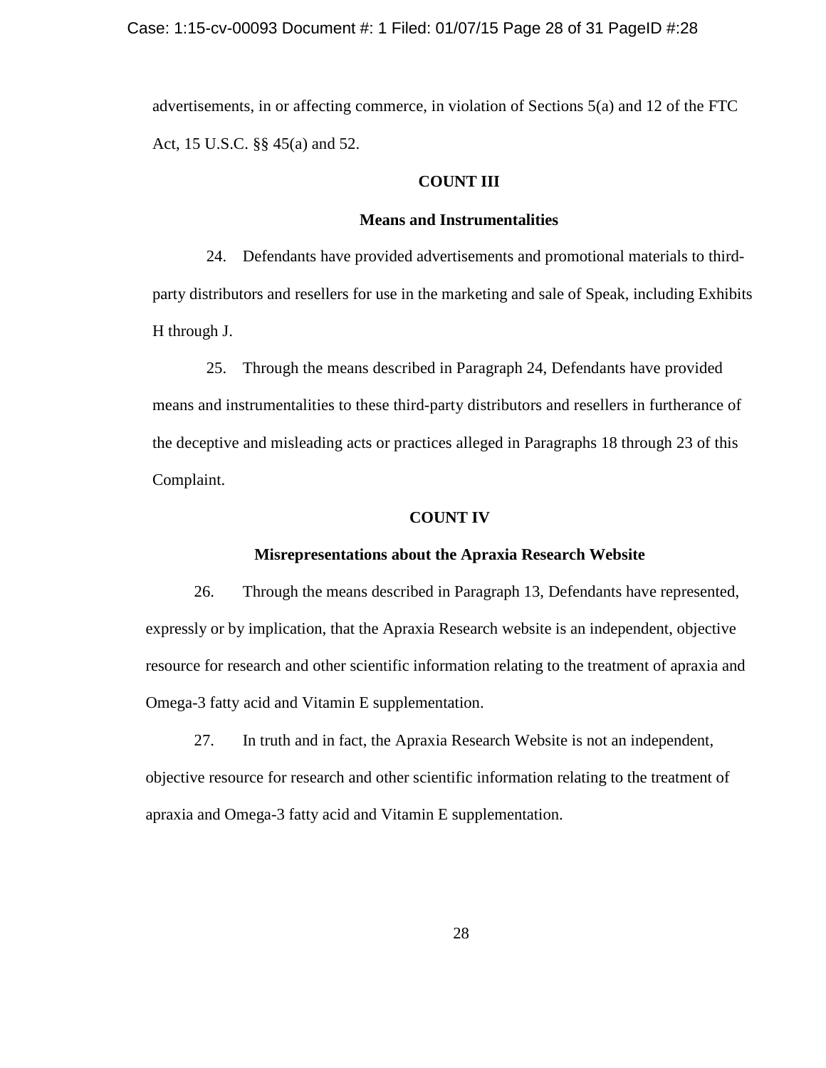advertisements, in or affecting commerce, in violation of Sections 5(a) and 12 of the FTC Act, 15 U.S.C. §§ 45(a) and 52.

**COUNT III**

**Means and Instrumentalities**

24. Defendants have provided advertisements and promotional materials to third-party distributors and resellers for use in the marketing and sale of Speak, including Exhibits H through J.

25. Through the means described in Paragraph 24, Defendants have provided means and instrumentalities to these third-party distributors and resellers in furtherance of the deceptive and misleading acts or practices alleged in Paragraphs 18 through 23 of this Complaint.

**COUNT IV**

**Misrepresentations about the Apraxia Research Website**

26. Through the means described in Paragraph 13, Defendants have represented, expressly or by implication, that the Apraxia Research website is an independent, objective resource for research and other scientific information relating to the treatment of apraxia and Omega-3 fatty acid and Vitamin E supplementation.

27. In truth and in fact, the Apraxia Research Website is not an independent, objective resource for research and other scientific information relating to the treatment of apraxia and Omega-3 fatty acid and Vitamin E supplementation.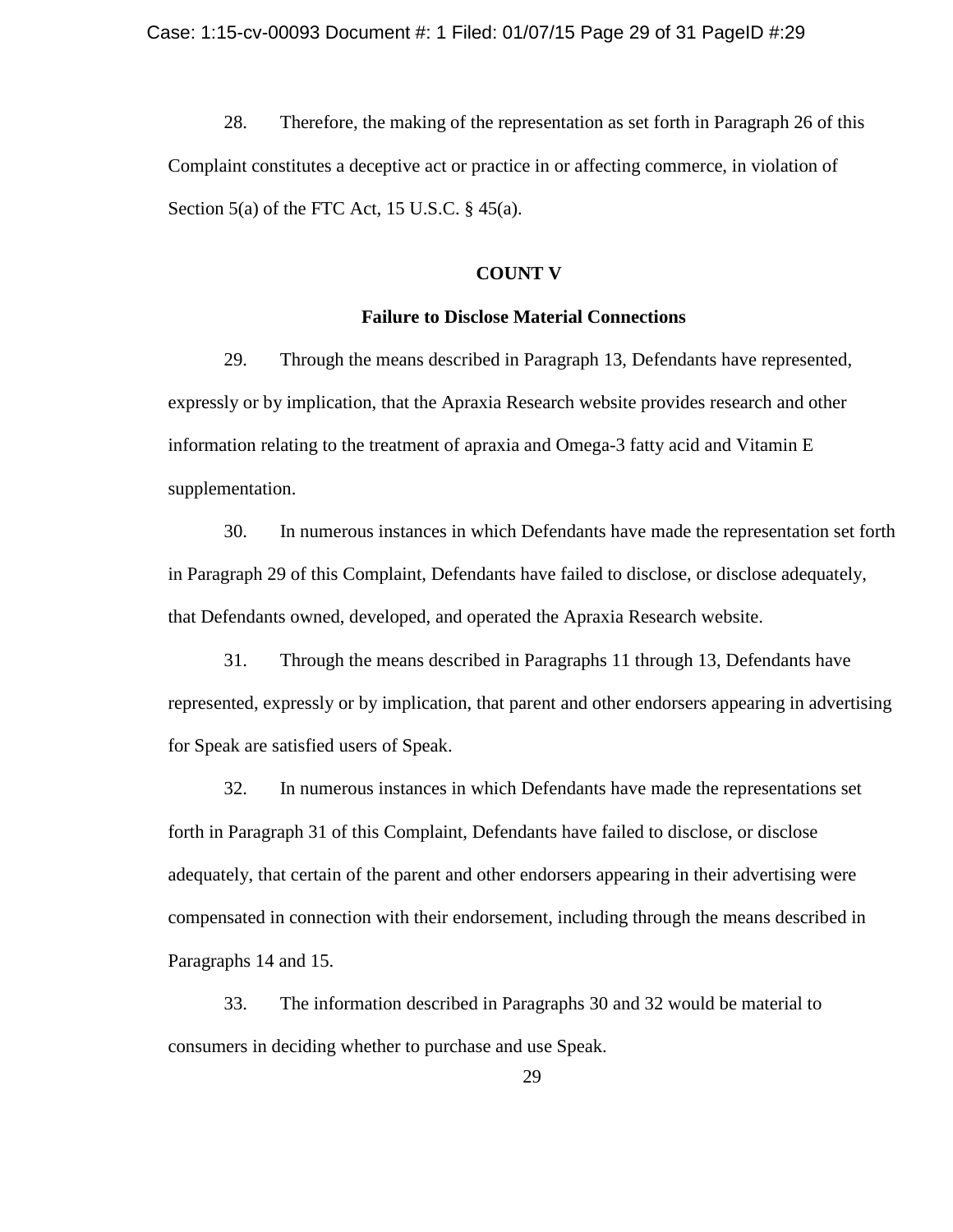28. Therefore, the making of the representation as set forth in Paragraph 26 of this Complaint constitutes a deceptive act or practice in or affecting commerce, in violation of Section 5(a) of the FTC Act, 15 U.S.C. § 45(a).

**COUNT V**

**Failure to Disclose Material Connections**

29. Through the means described in Paragraph 13, Defendants have represented, expressly or by implication, that the Apraxia Research website provides research and other information relating to the treatment of apraxia and Omega-3 fatty acid and Vitamin E supplementation.

30. In numerous instances in which Defendants have made the representation set forth in Paragraph 29 of this Complaint, Defendants have failed to disclose, or disclose adequately, that Defendants owned, developed, and operated the Apraxia Research website.

31. Through the means described in Paragraphs 11 through 13, Defendants have represented, expressly or by implication, that parent and other endorsers appearing in advertising for Speak are satisfied users of Speak.

32. In numerous instances in which Defendants have made the representations set forth in Paragraph 31 of this Complaint, Defendants have failed to disclose, or disclose adequately, that certain of the parent and other endorsers appearing in their advertising were compensated in connection with their endorsement, including through the means described in Paragraphs 14 and 15.

33. The information described in Paragraphs 30 and 32 would be material to consumers in deciding whether to purchase and use Speak.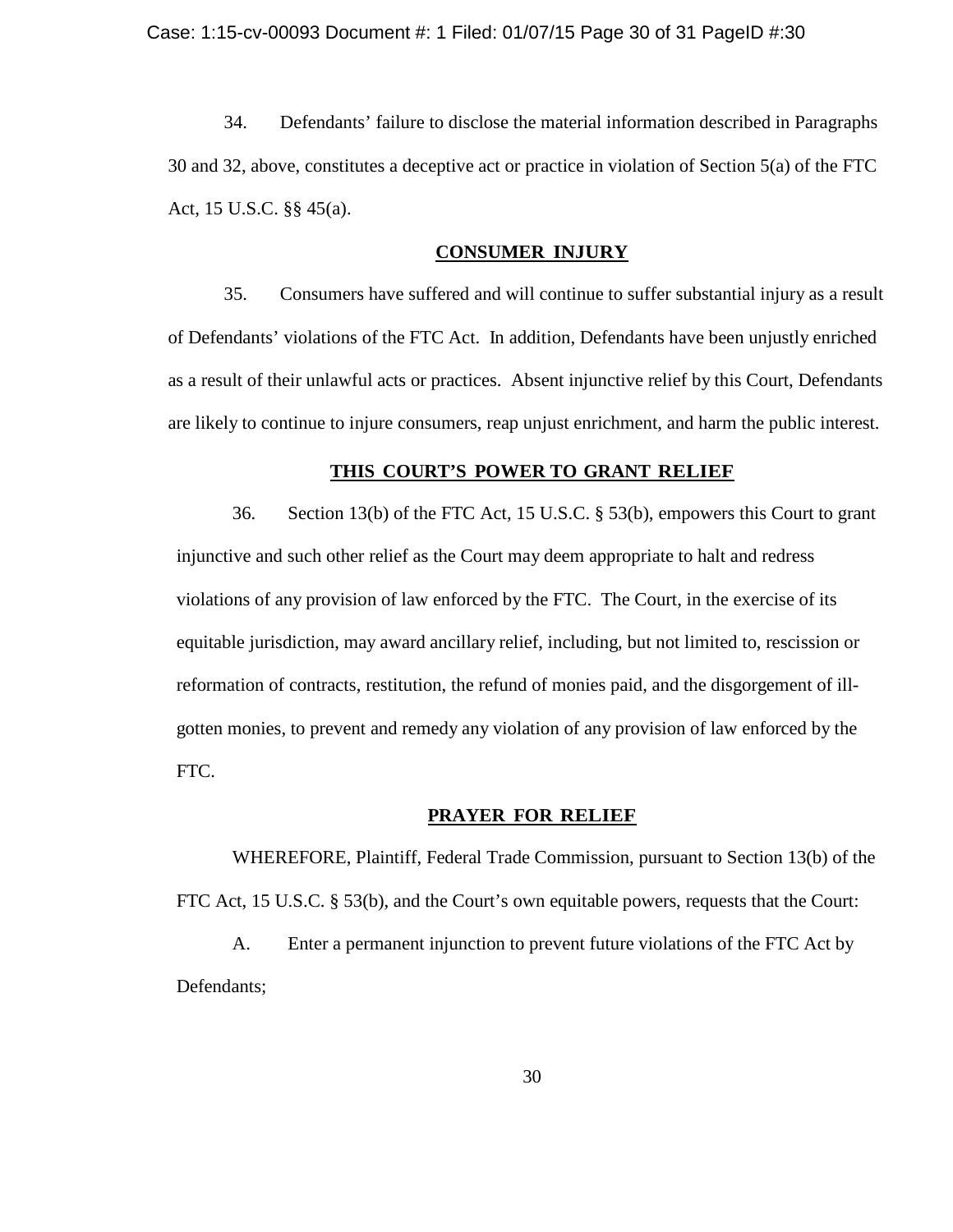34. Defendants' failure to disclose the material information described in Paragraphs 30 and 32, above, constitutes a deceptive act or practice in violation of Section 5(a) of the FTC Act, 15 U.S.C. §§ 45(a).

## CONSUMER INJURY

35. Consumers have suffered and will continue to suffer substantial injury as a result of Defendants' violations of the FTC Act. In addition, Defendants have been unjustly enriched as a result of their unlawful acts or practices. Absent injunctive relief by this Court, Defendants are likely to continue to injure consumers, reap unjust enrichment, and harm the public interest.

## THIS COURT'S POWER TO GRANT RELIEF

36. Section 13(b) of the FTC Act, 15 U.S.C. § 53(b), empowers this Court to grant injunctive and such other relief as the Court may deem appropriate to halt and redress violations of any provision of law enforced by the FTC. The Court, in the exercise of its equitable jurisdiction, may award ancillary relief, including, but not limited to, rescission or reformation of contracts, restitution, the refund of monies paid, and the disgorgement of ill-gotten monies, to prevent and remedy any violation of any provision of law enforced by the FTC.

## PRAYER FOR RELIEF

WHEREFORE, Plaintiff, Federal Trade Commission, pursuant to Section 13(b) of the FTC Act, 15 U.S.C. § 53(b), and the Court's own equitable powers, requests that the Court:

A. Enter a permanent injunction to prevent future violations of the FTC Act by Defendants;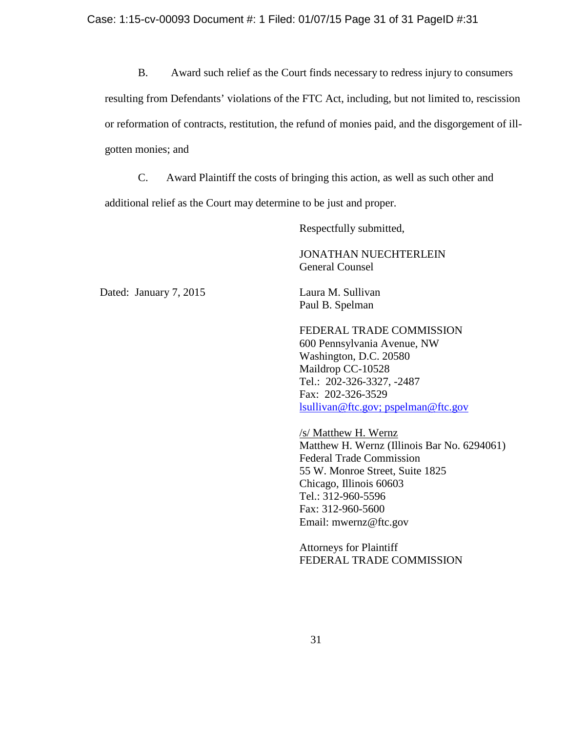B. Award such relief as the Court finds necessary to redress injury to consumers resulting from Defendants' violations of the FTC Act, including, but not limited to, rescission or reformation of contracts, restitution, the refund of monies paid, and the disgorgement of ill-gotten monies; and

C. Award Plaintiff the costs of bringing this action, as well as such other and additional relief as the Court may determine to be just and proper.

Respectfully submitted,

JONATHAN NUECHTERLEIN
General Counsel

Dated: January 7, 2015

Laura M. Sullivan
Paul B. Spelman

FEDERAL TRADE COMMISSION
600 Pennsylvania Avenue, NW
Washington, D.C. 20580
Maildrop CC-10528
Tel.: 202-326-3327, -2487
Fax: 202-326-3529
lsullivan@ftc.gov; pspelman@ftc.gov

/s/ Matthew H. Wernz
Matthew H. Wernz (Illinois Bar No. 6294061)
Federal Trade Commission
55 W. Monroe Street, Suite 1825
Chicago, Illinois 60603
Tel.: 312-960-5596
Fax: 312-960-5600
Email: mwernz@ftc.gov

Attorneys for Plaintiff
FEDERAL TRADE COMMISSION